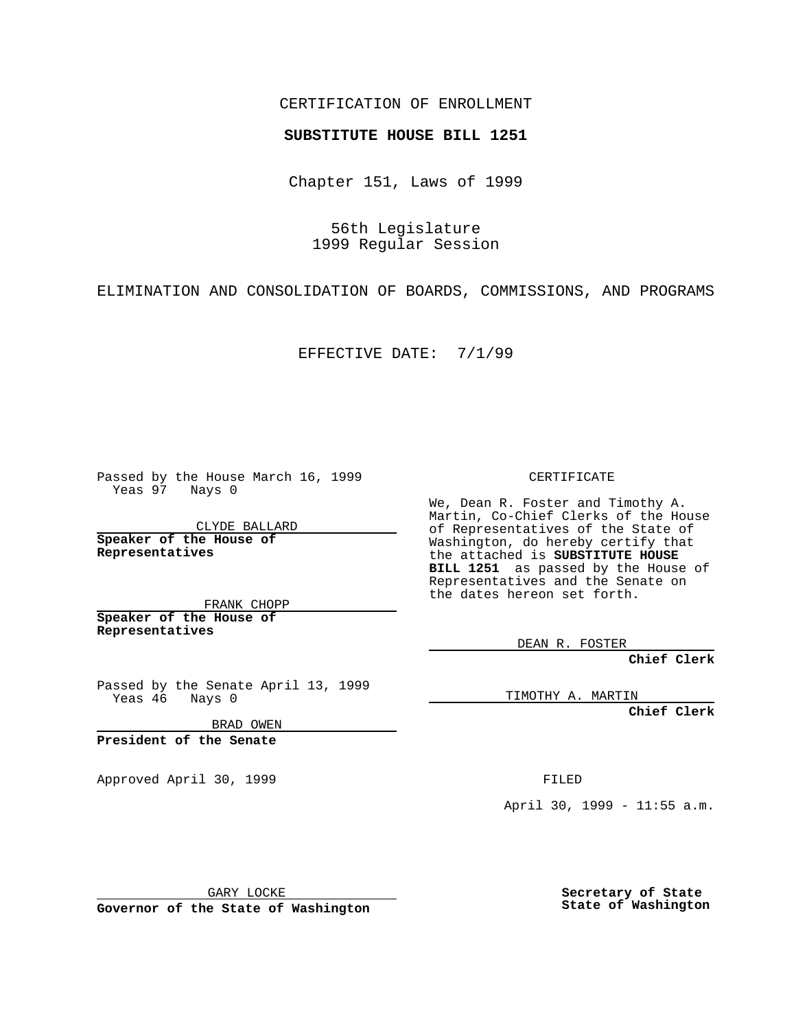CERTIFICATION OF ENROLLMENT

**SUBSTITUTE HOUSE BILL 1251**

Chapter 151, Laws of 1999

56th Legislature
1999 Regular Session

ELIMINATION AND CONSOLIDATION OF BOARDS, COMMISSIONS, AND PROGRAMS

EFFECTIVE DATE: 7/1/99

Passed by the House March 16, 1999
Yeas 97 Nays 0

CLYDE BALLARD

**Speaker of the House of Representatives**

FRANK CHOPP

**Speaker of the House of Representatives**

Passed by the Senate April 13, 1999
Yeas 46 Nays 0

BRAD OWEN

**President of the Senate**

Approved April 30, 1999

GARY LOCKE

**Governor of the State of Washington**

CERTIFICATE

We, Dean R. Foster and Timothy A. Martin, Co-Chief Clerks of the House of Representatives of the State of Washington, do hereby certify that the attached is **SUBSTITUTE HOUSE BILL 1251** as passed by the House of Representatives and the Senate on the dates hereon set forth.

DEAN R. FOSTER

**Chief Clerk**

TIMOTHY A. MARTIN

**Chief Clerk**

FILED

April 30, 1999 - 11:55 a.m.

**Secretary of State**
**State of Washington**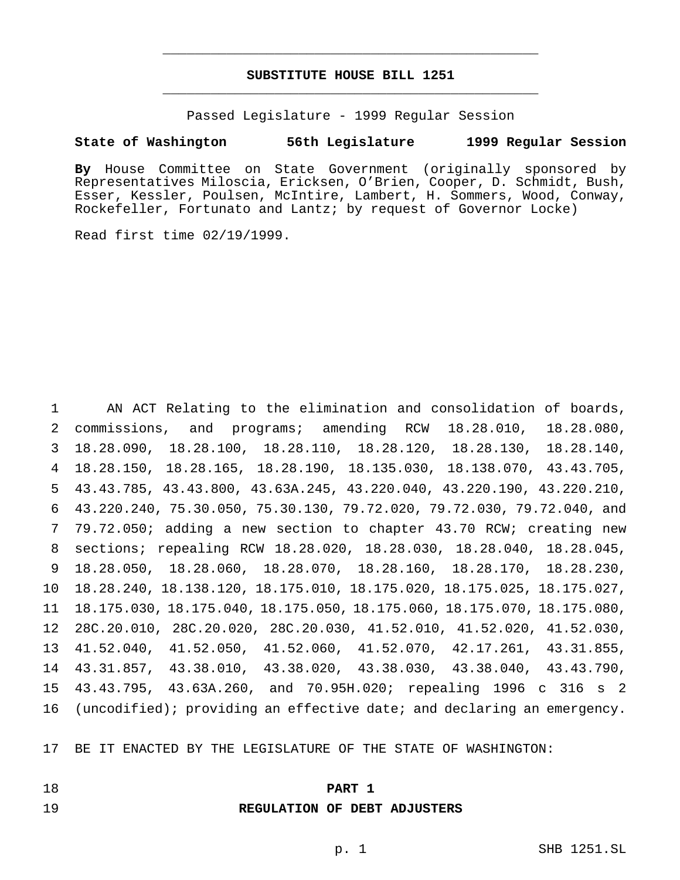# SUBSTITUTE HOUSE BILL 1251

Passed Legislature - 1999 Regular Session

**State of Washington 56th Legislature 1999 Regular Session**

**By** House Committee on State Government (originally sponsored by Representatives Miloscia, Ericksen, O'Brien, Cooper, D. Schmidt, Bush, Esser, Kessler, Poulsen, McIntire, Lambert, H. Sommers, Wood, Conway, Rockefeller, Fortunato and Lantz; by request of Governor Locke)

Read first time 02/19/1999.

AN ACT Relating to the elimination and consolidation of boards, commissions, and programs; amending RCW 18.28.010, 18.28.080, 18.28.090, 18.28.100, 18.28.110, 18.28.120, 18.28.130, 18.28.140, 18.28.150, 18.28.165, 18.28.190, 18.135.030, 18.138.070, 43.43.705, 43.43.785, 43.43.800, 43.63A.245, 43.220.040, 43.220.190, 43.220.210, 43.220.240, 75.30.050, 75.30.130, 79.72.020, 79.72.030, 79.72.040, and 79.72.050; adding a new section to chapter 43.70 RCW; creating new sections; repealing RCW 18.28.020, 18.28.030, 18.28.040, 18.28.045, 18.28.050, 18.28.060, 18.28.070, 18.28.160, 18.28.170, 18.28.230, 18.28.240, 18.138.120, 18.175.010, 18.175.020, 18.175.025, 18.175.027, 18.175.030, 18.175.040, 18.175.050, 18.175.060, 18.175.070, 18.175.080, 28C.20.010, 28C.20.020, 28C.20.030, 41.52.010, 41.52.020, 41.52.030, 41.52.040, 41.52.050, 41.52.060, 41.52.070, 42.17.261, 43.31.855, 43.31.857, 43.38.010, 43.38.020, 43.38.030, 43.38.040, 43.43.790, 43.43.795, 43.63A.260, and 70.95H.020; repealing 1996 c 316 s 2 (uncodified); providing an effective date; and declaring an emergency.

BE IT ENACTED BY THE LEGISLATURE OF THE STATE OF WASHINGTON:

## PART 1
## REGULATION OF DEBT ADJUSTERS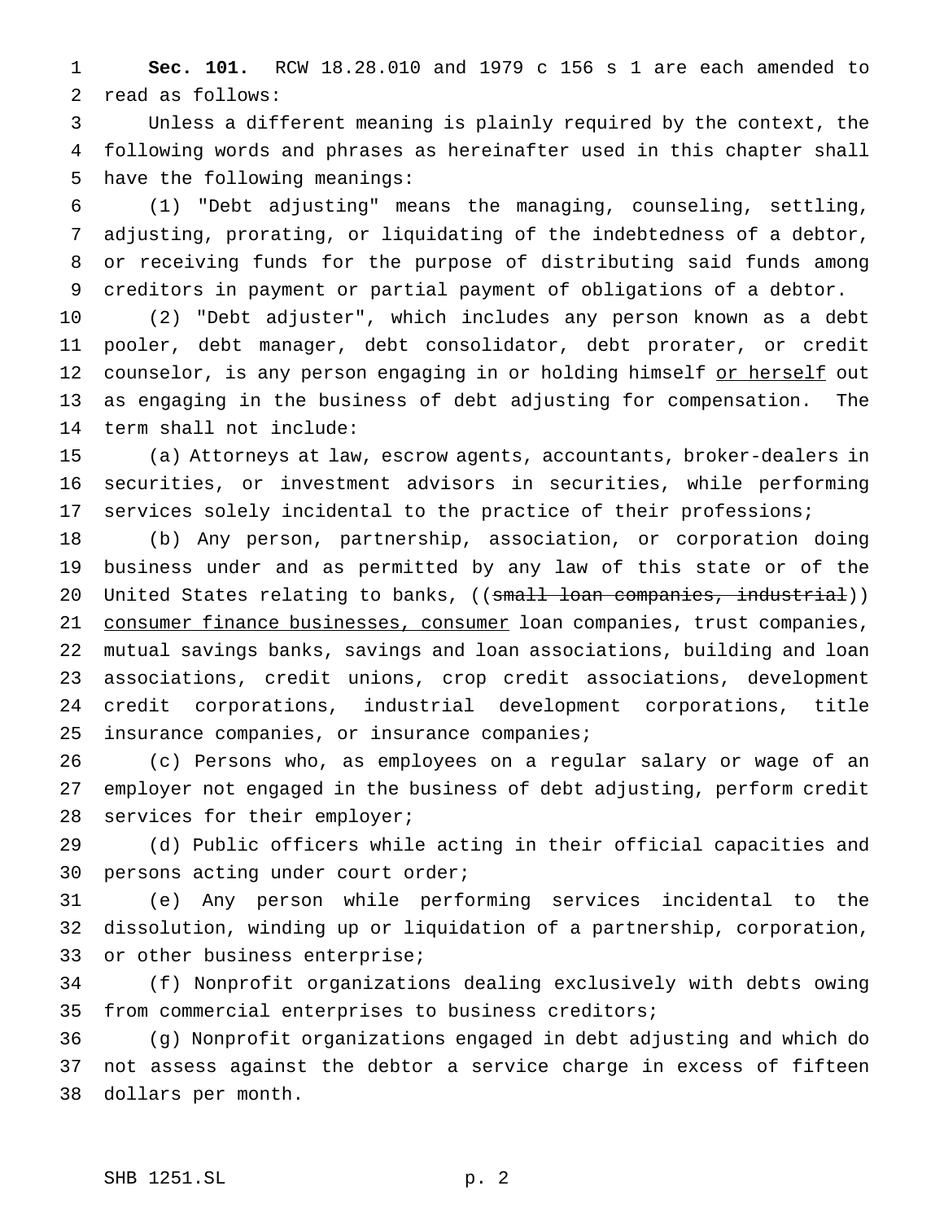**Sec. 101.** RCW 18.28.010 and 1979 c 156 s 1 are each amended to read as follows:

Unless a different meaning is plainly required by the context, the following words and phrases as hereinafter used in this chapter shall have the following meanings:

(1) "Debt adjusting" means the managing, counseling, settling, adjusting, prorating, or liquidating of the indebtedness of a debtor, or receiving funds for the purpose of distributing said funds among creditors in payment or partial payment of obligations of a debtor.

(2) "Debt adjuster", which includes any person known as a debt pooler, debt manager, debt consolidator, debt prorater, or credit counselor, is any person engaging in or holding himself <u>or herself</u> out as engaging in the business of debt adjusting for compensation. The term shall not include:

(a) Attorneys at law, escrow agents, accountants, broker-dealers in securities, or investment advisors in securities, while performing services solely incidental to the practice of their professions;

(b) Any person, partnership, association, or corporation doing business under and as permitted by any law of this state or of the United States relating to banks, ((~~small loan companies, industrial~~)) <u>consumer finance businesses, consumer</u> loan companies, trust companies, mutual savings banks, savings and loan associations, building and loan associations, credit unions, crop credit associations, development credit corporations, industrial development corporations, title insurance companies, or insurance companies;

(c) Persons who, as employees on a regular salary or wage of an employer not engaged in the business of debt adjusting, perform credit services for their employer;

(d) Public officers while acting in their official capacities and persons acting under court order;

(e) Any person while performing services incidental to the dissolution, winding up or liquidation of a partnership, corporation, or other business enterprise;

(f) Nonprofit organizations dealing exclusively with debts owing from commercial enterprises to business creditors;

(g) Nonprofit organizations engaged in debt adjusting and which do not assess against the debtor a service charge in excess of fifteen dollars per month.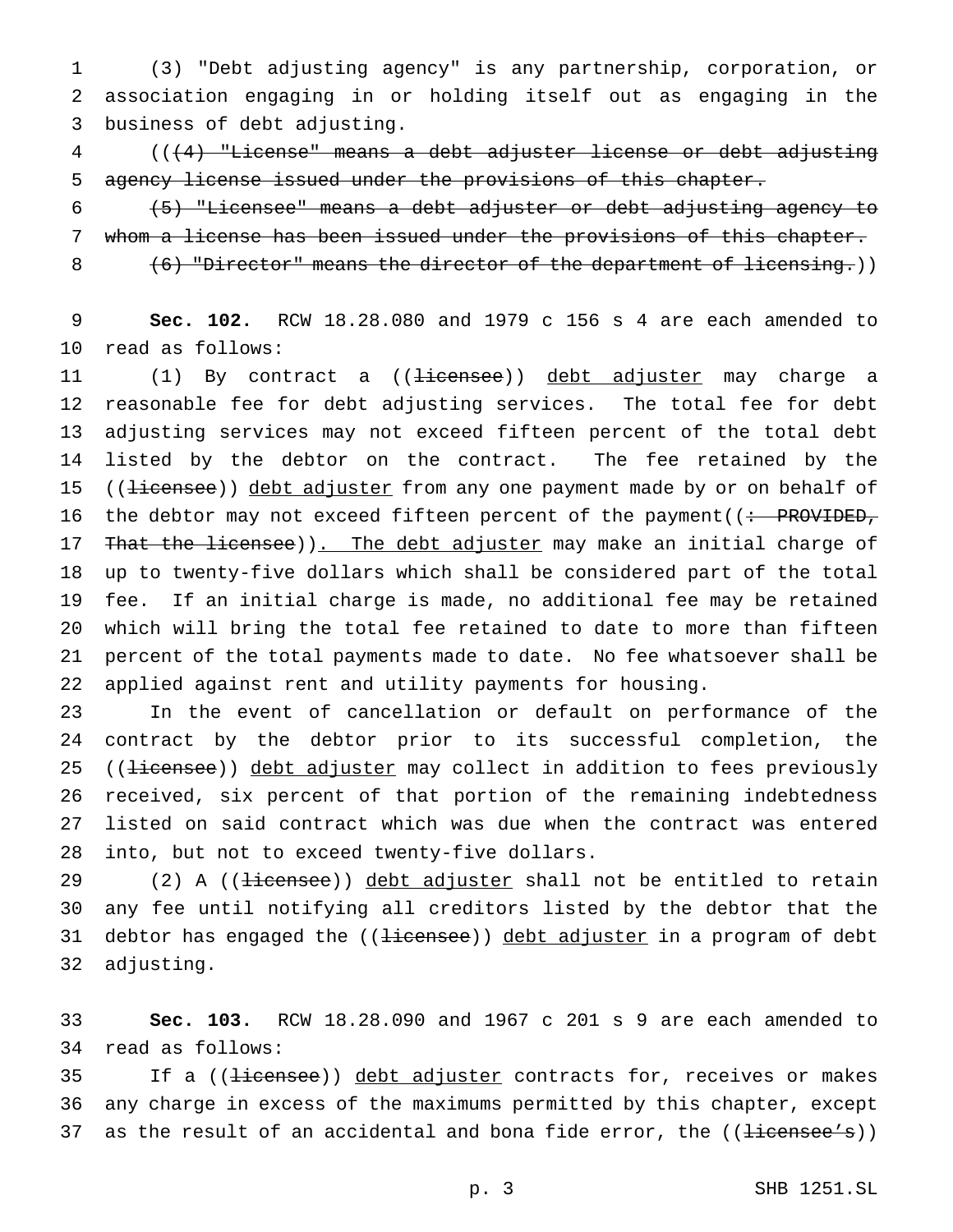(3) "Debt adjusting agency" is any partnership, corporation, or association engaging in or holding itself out as engaging in the business of debt adjusting.

~~((~~(4) "License" means a debt adjuster license or debt adjusting agency license issued under the provisions of this chapter.

(5) "Licensee" means a debt adjuster or debt adjusting agency to whom a license has been issued under the provisions of this chapter.

(6) "Director" means the director of the department of licensing.~~))~~

**Sec. 102.** RCW 18.28.080 and 1979 c 156 s 4 are each amended to read as follows:

(1) By contract a ((~~licensee~~)) debt adjuster may charge a reasonable fee for debt adjusting services. The total fee for debt adjusting services may not exceed fifteen percent of the total debt listed by the debtor on the contract. The fee retained by the ((~~licensee~~)) debt adjuster from any one payment made by or on behalf of the debtor may not exceed fifteen percent of the payment((~~: PROVIDED, That the licensee~~)). The debt adjuster may make an initial charge of up to twenty-five dollars which shall be considered part of the total fee. If an initial charge is made, no additional fee may be retained which will bring the total fee retained to date to more than fifteen percent of the total payments made to date. No fee whatsoever shall be applied against rent and utility payments for housing.

In the event of cancellation or default on performance of the contract by the debtor prior to its successful completion, the ((~~licensee~~)) debt adjuster may collect in addition to fees previously received, six percent of that portion of the remaining indebtedness listed on said contract which was due when the contract was entered into, but not to exceed twenty-five dollars.

(2) A ((~~licensee~~)) debt adjuster shall not be entitled to retain any fee until notifying all creditors listed by the debtor that the debtor has engaged the ((~~licensee~~)) debt adjuster in a program of debt adjusting.

**Sec. 103.** RCW 18.28.090 and 1967 c 201 s 9 are each amended to read as follows:

If a ((~~licensee~~)) debt adjuster contracts for, receives or makes any charge in excess of the maximums permitted by this chapter, except as the result of an accidental and bona fide error, the ((~~licensee's~~))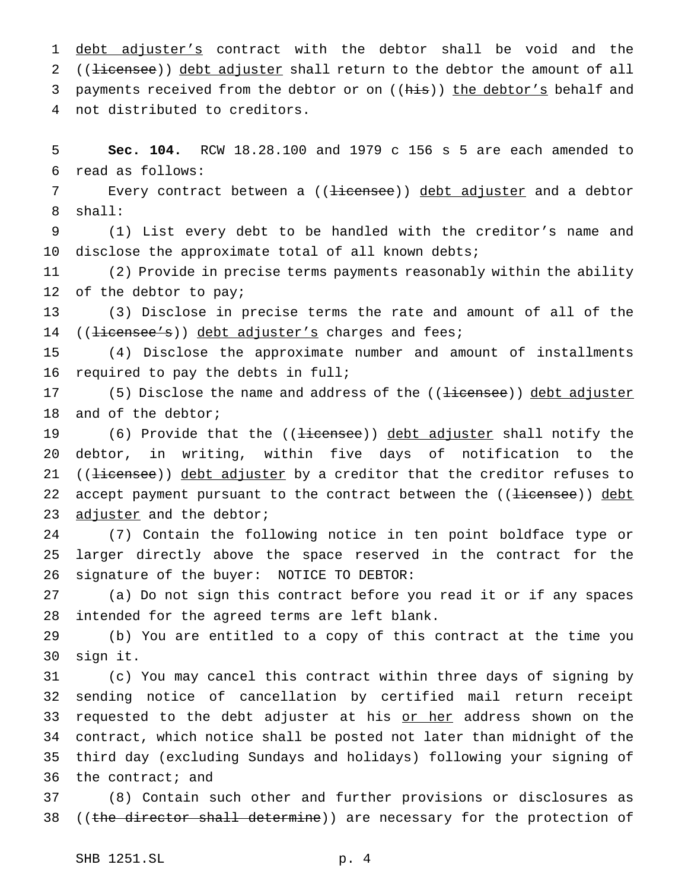debt adjuster's contract with the debtor shall be void and the ((~~licensee~~)) <u>debt adjuster</u> shall return to the debtor the amount of all payments received from the debtor or on ((~~his~~)) <u>the debtor's</u> behalf and not distributed to creditors.

**Sec. 104.** RCW 18.28.100 and 1979 c 156 s 5 are each amended to read as follows:

Every contract between a ((~~licensee~~)) <u>debt adjuster</u> and a debtor shall:

(1) List every debt to be handled with the creditor's name and disclose the approximate total of all known debts;

(2) Provide in precise terms payments reasonably within the ability of the debtor to pay;

(3) Disclose in precise terms the rate and amount of all of the ((~~licensee's~~)) <u>debt adjuster's</u> charges and fees;

(4) Disclose the approximate number and amount of installments required to pay the debts in full;

(5) Disclose the name and address of the ((~~licensee~~)) <u>debt adjuster</u> and of the debtor;

(6) Provide that the ((~~licensee~~)) <u>debt adjuster</u> shall notify the debtor, in writing, within five days of notification to the ((~~licensee~~)) <u>debt adjuster</u> by a creditor that the creditor refuses to accept payment pursuant to the contract between the ((~~licensee~~)) <u>debt adjuster</u> and the debtor;

(7) Contain the following notice in ten point boldface type or larger directly above the space reserved in the contract for the signature of the buyer: NOTICE TO DEBTOR:

(a) Do not sign this contract before you read it or if any spaces intended for the agreed terms are left blank.

(b) You are entitled to a copy of this contract at the time you sign it.

(c) You may cancel this contract within three days of signing by sending notice of cancellation by certified mail return receipt requested to the debt adjuster at his <u>or her</u> address shown on the contract, which notice shall be posted not later than midnight of the third day (excluding Sundays and holidays) following your signing of the contract; and

(8) Contain such other and further provisions or disclosures as ((~~the director shall determine~~)) are necessary for the protection of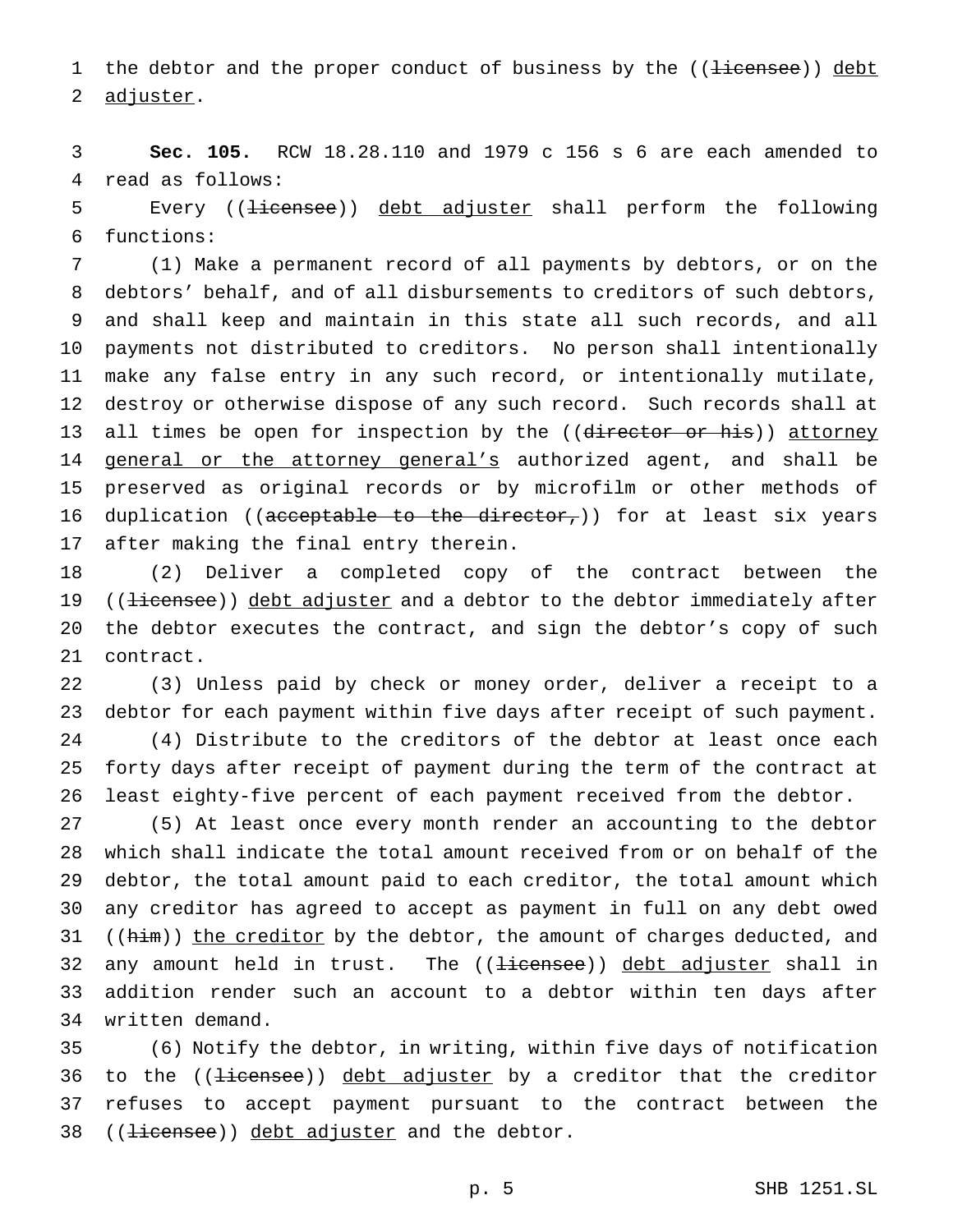the debtor and the proper conduct of business by the ((~~licensee~~)) <u>debt adjuster</u>.

**Sec. 105.** RCW 18.28.110 and 1979 c 156 s 6 are each amended to read as follows:

Every ((~~licensee~~)) <u>debt adjuster</u> shall perform the following functions:

(1) Make a permanent record of all payments by debtors, or on the debtors' behalf, and of all disbursements to creditors of such debtors, and shall keep and maintain in this state all such records, and all payments not distributed to creditors. No person shall intentionally make any false entry in any such record, or intentionally mutilate, destroy or otherwise dispose of any such record. Such records shall at all times be open for inspection by the ((~~director or his~~)) <u>attorney general or the attorney general's</u> authorized agent, and shall be preserved as original records or by microfilm or other methods of duplication ((~~acceptable to the director,~~)) for at least six years after making the final entry therein.

(2) Deliver a completed copy of the contract between the ((~~licensee~~)) <u>debt adjuster</u> and a debtor to the debtor immediately after the debtor executes the contract, and sign the debtor's copy of such contract.

(3) Unless paid by check or money order, deliver a receipt to a debtor for each payment within five days after receipt of such payment.

(4) Distribute to the creditors of the debtor at least once each forty days after receipt of payment during the term of the contract at least eighty-five percent of each payment received from the debtor.

(5) At least once every month render an accounting to the debtor which shall indicate the total amount received from or on behalf of the debtor, the total amount paid to each creditor, the total amount which any creditor has agreed to accept as payment in full on any debt owed ((~~him~~)) <u>the creditor</u> by the debtor, the amount of charges deducted, and any amount held in trust. The ((~~licensee~~)) <u>debt adjuster</u> shall in addition render such an account to a debtor within ten days after written demand.

(6) Notify the debtor, in writing, within five days of notification to the ((~~licensee~~)) <u>debt adjuster</u> by a creditor that the creditor refuses to accept payment pursuant to the contract between the ((~~licensee~~)) <u>debt adjuster</u> and the debtor.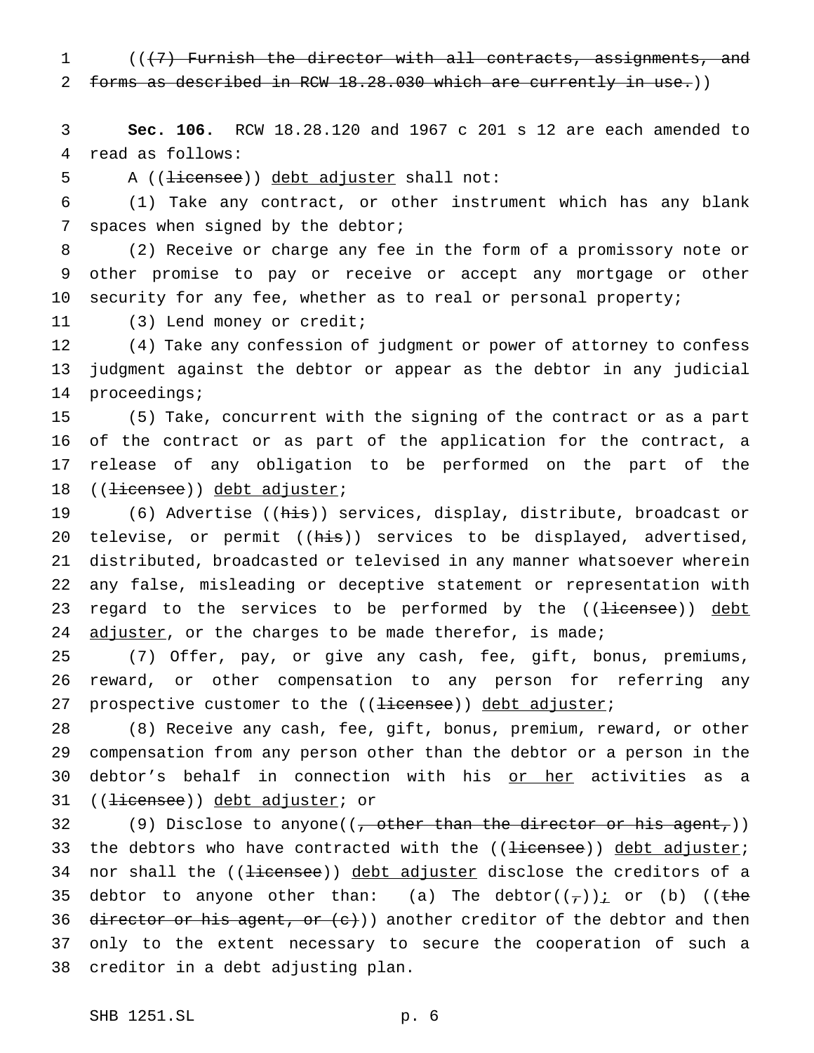((~~(7) Furnish the director with all contracts, assignments, and forms as described in RCW 18.28.030 which are currently in use.~~))

**Sec. 106.** RCW 18.28.120 and 1967 c 201 s 12 are each amended to read as follows:

A ((~~licensee~~)) <u>debt adjuster</u> shall not:

(1) Take any contract, or other instrument which has any blank spaces when signed by the debtor;

(2) Receive or charge any fee in the form of a promissory note or other promise to pay or receive or accept any mortgage or other security for any fee, whether as to real or personal property;

(3) Lend money or credit;

(4) Take any confession of judgment or power of attorney to confess judgment against the debtor or appear as the debtor in any judicial proceedings;

(5) Take, concurrent with the signing of the contract or as a part of the contract or as part of the application for the contract, a release of any obligation to be performed on the part of the ((~~licensee~~)) <u>debt adjuster</u>;

(6) Advertise ((~~his~~)) services, display, distribute, broadcast or televise, or permit ((~~his~~)) services to be displayed, advertised, distributed, broadcasted or televised in any manner whatsoever wherein any false, misleading or deceptive statement or representation with regard to the services to be performed by the ((~~licensee~~)) <u>debt adjuster</u>, or the charges to be made therefor, is made;

(7) Offer, pay, or give any cash, fee, gift, bonus, premiums, reward, or other compensation to any person for referring any prospective customer to the ((~~licensee~~)) <u>debt adjuster</u>;

(8) Receive any cash, fee, gift, bonus, premium, reward, or other compensation from any person other than the debtor or a person in the debtor's behalf in connection with his <u>or her</u> activities as a ((~~licensee~~)) <u>debt adjuster</u>; or

(9) Disclose to anyone((~~, other than the director or his agent,~~)) the debtors who have contracted with the ((~~licensee~~)) <u>debt adjuster</u>; nor shall the ((~~licensee~~)) <u>debt adjuster</u> disclose the creditors of a debtor to anyone other than: (a) The debtor((~~,~~))<u>;</u> or (b) ((~~the director or his agent, or (c)~~)) another creditor of the debtor and then only to the extent necessary to secure the cooperation of such a creditor in a debt adjusting plan.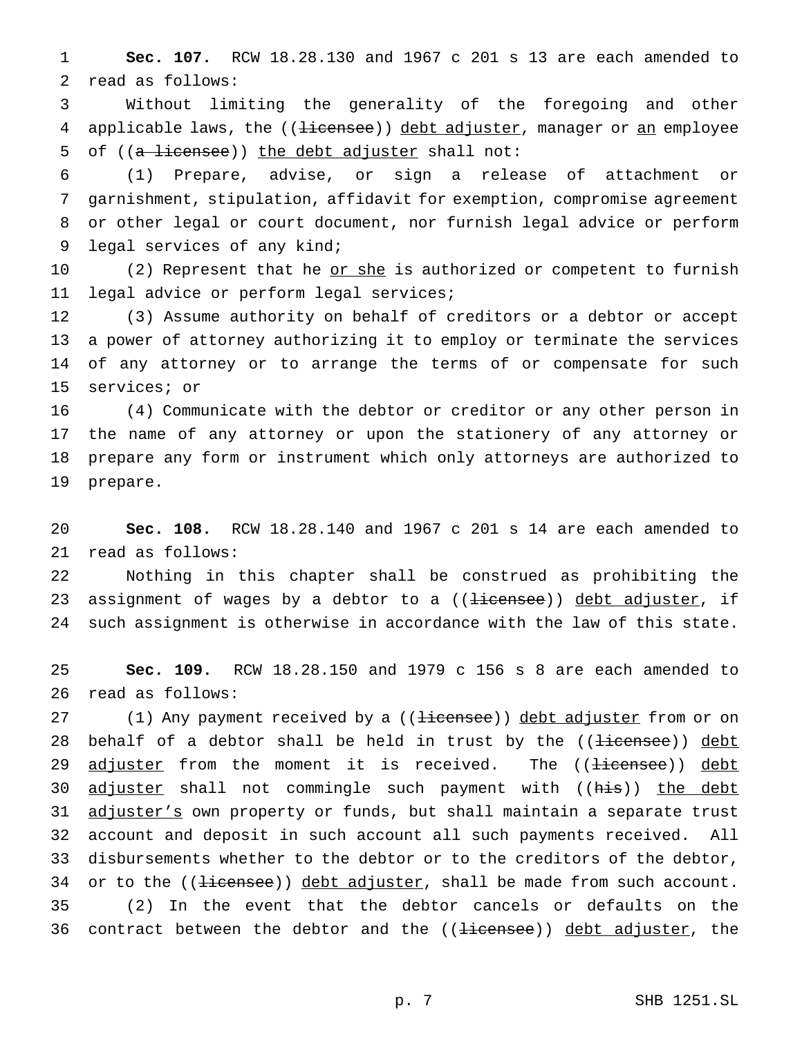**Sec. 107.** RCW 18.28.130 and 1967 c 201 s 13 are each amended to read as follows:

Without limiting the generality of the foregoing and other applicable laws, the ((~~licensee~~)) debt adjuster, manager or an employee of ((~~a licensee~~)) the debt adjuster shall not:

(1) Prepare, advise, or sign a release of attachment or garnishment, stipulation, affidavit for exemption, compromise agreement or other legal or court document, nor furnish legal advice or perform legal services of any kind;

(2) Represent that he or she is authorized or competent to furnish legal advice or perform legal services;

(3) Assume authority on behalf of creditors or a debtor or accept a power of attorney authorizing it to employ or terminate the services of any attorney or to arrange the terms of or compensate for such services; or

(4) Communicate with the debtor or creditor or any other person in the name of any attorney or upon the stationery of any attorney or prepare any form or instrument which only attorneys are authorized to prepare.

**Sec. 108.** RCW 18.28.140 and 1967 c 201 s 14 are each amended to read as follows:

Nothing in this chapter shall be construed as prohibiting the assignment of wages by a debtor to a ((~~licensee~~)) debt adjuster, if such assignment is otherwise in accordance with the law of this state.

**Sec. 109.** RCW 18.28.150 and 1979 c 156 s 8 are each amended to read as follows:

(1) Any payment received by a ((~~licensee~~)) debt adjuster from or on behalf of a debtor shall be held in trust by the ((~~licensee~~)) debt adjuster from the moment it is received. The ((~~licensee~~)) debt adjuster shall not commingle such payment with ((~~his~~)) the debt adjuster's own property or funds, but shall maintain a separate trust account and deposit in such account all such payments received. All disbursements whether to the debtor or to the creditors of the debtor, or to the ((~~licensee~~)) debt adjuster, shall be made from such account.

(2) In the event that the debtor cancels or defaults on the contract between the debtor and the ((~~licensee~~)) debt adjuster, the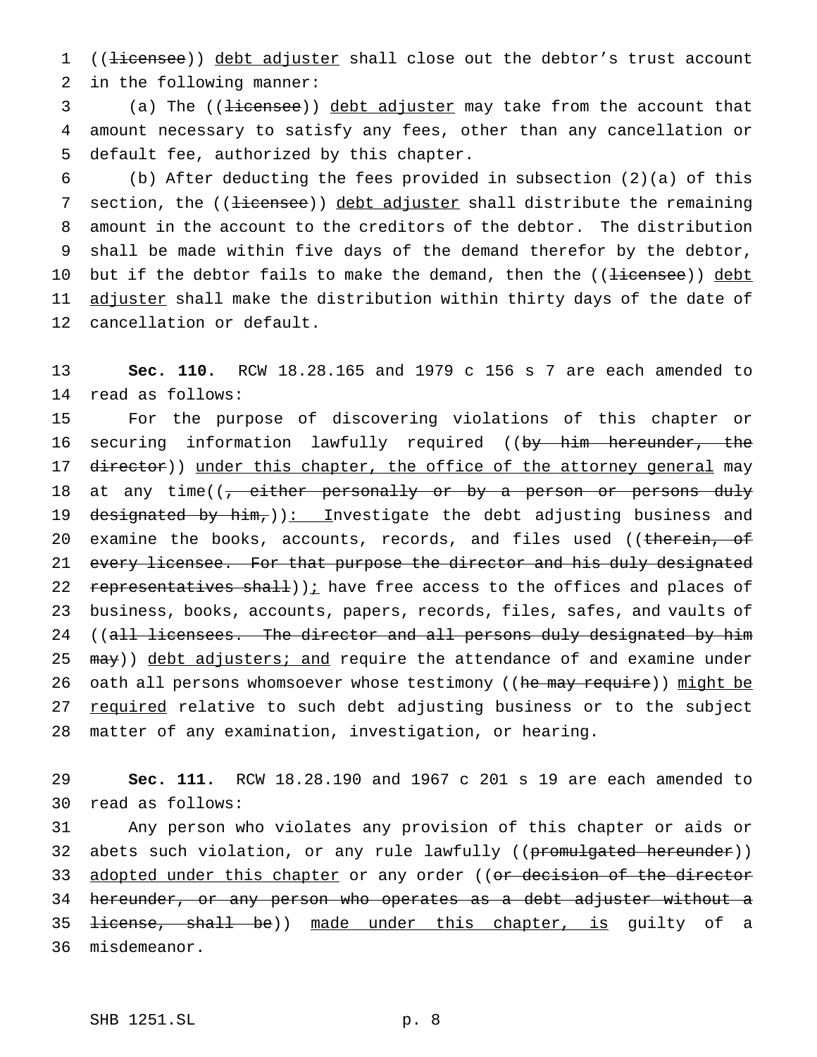((~~licensee~~)) <u>debt adjuster</u> shall close out the debtor's trust account in the following manner:

(a) The ((~~licensee~~)) <u>debt adjuster</u> may take from the account that amount necessary to satisfy any fees, other than any cancellation or default fee, authorized by this chapter.

(b) After deducting the fees provided in subsection (2)(a) of this section, the ((~~licensee~~)) <u>debt adjuster</u> shall distribute the remaining amount in the account to the creditors of the debtor. The distribution shall be made within five days of the demand therefor by the debtor, but if the debtor fails to make the demand, then the ((~~licensee~~)) <u>debt adjuster</u> shall make the distribution within thirty days of the date of cancellation or default.

**Sec. 110.** RCW 18.28.165 and 1979 c 156 s 7 are each amended to read as follows:

For the purpose of discovering violations of this chapter or securing information lawfully required ((~~by him hereunder, the director~~)) <u>under this chapter, the office of the attorney general</u> may at any time((~~, either personally or by a person or persons duly designated by him,~~))<u>: I</u>nvestigate the debt adjusting business and examine the books, accounts, records, and files used ((~~therein, of every licensee. For that purpose the director and his duly designated representatives shall~~))<u>;</u> have free access to the offices and places of business, books, accounts, papers, records, files, safes, and vaults of ((~~all licensees. The director and all persons duly designated by him may~~)) <u>debt adjusters; and</u> require the attendance of and examine under oath all persons whomsoever whose testimony ((~~he may require~~)) <u>might be required</u> relative to such debt adjusting business or to the subject matter of any examination, investigation, or hearing.

**Sec. 111.** RCW 18.28.190 and 1967 c 201 s 19 are each amended to read as follows:

Any person who violates any provision of this chapter or aids or abets such violation, or any rule lawfully ((~~promulgated hereunder~~)) <u>adopted under this chapter</u> or any order ((~~or decision of the director hereunder, or any person who operates as a debt adjuster without a license, shall be~~)) <u>made under this chapter, is</u> guilty of a misdemeanor.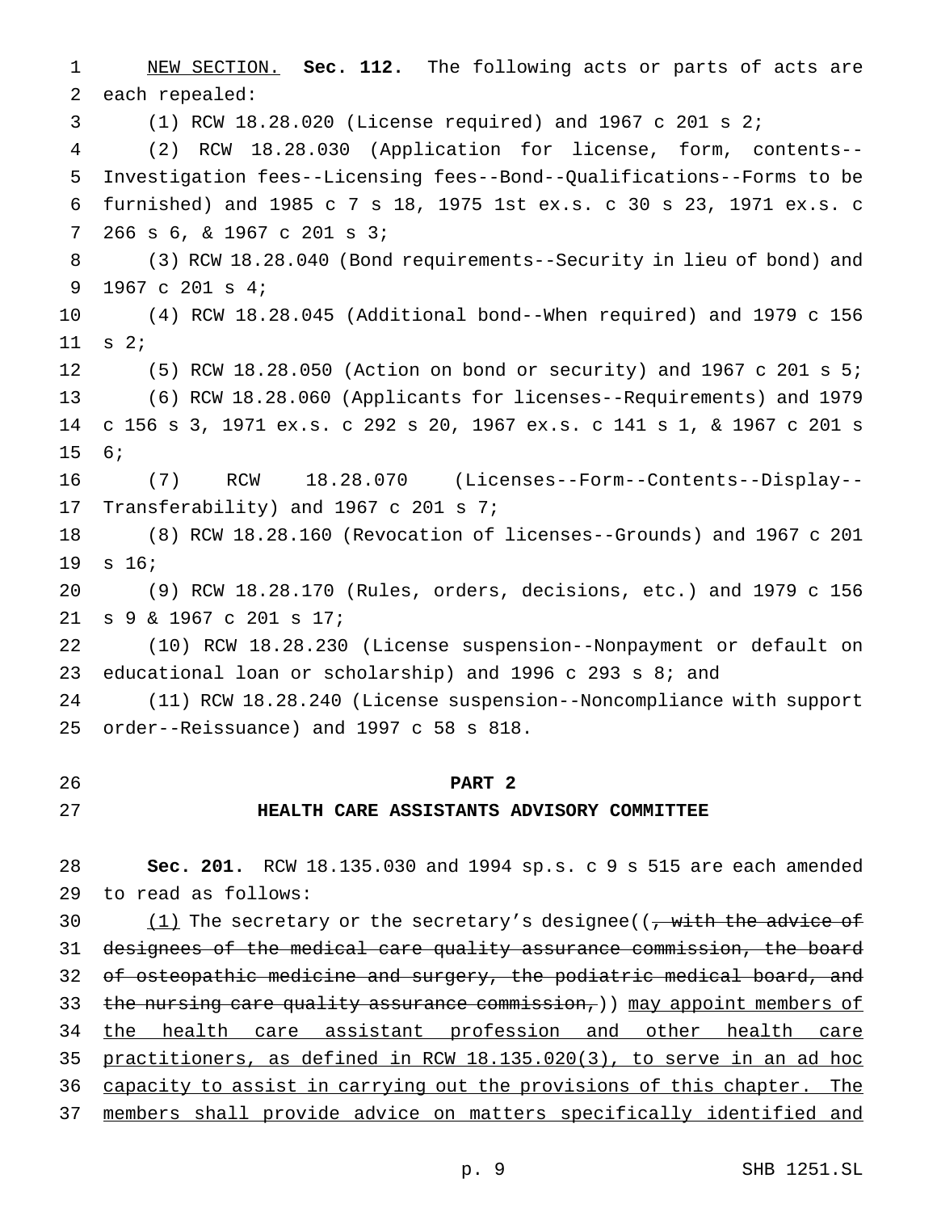NEW SECTION. **Sec. 112.** The following acts or parts of acts are each repealed:

(1) RCW 18.28.020 (License required) and 1967 c 201 s 2;

(2) RCW 18.28.030 (Application for license, form, contents--Investigation fees--Licensing fees--Bond--Qualifications--Forms to be furnished) and 1985 c 7 s 18, 1975 1st ex.s. c 30 s 23, 1971 ex.s. c 266 s 6, & 1967 c 201 s 3;

(3) RCW 18.28.040 (Bond requirements--Security in lieu of bond) and 1967 c 201 s 4;

(4) RCW 18.28.045 (Additional bond--When required) and 1979 c 156 s 2;

(5) RCW 18.28.050 (Action on bond or security) and 1967 c 201 s 5;

(6) RCW 18.28.060 (Applicants for licenses--Requirements) and 1979 c 156 s 3, 1971 ex.s. c 292 s 20, 1967 ex.s. c 141 s 1, & 1967 c 201 s 6;

(7) RCW 18.28.070 (Licenses--Form--Contents--Display--Transferability) and 1967 c 201 s 7;

(8) RCW 18.28.160 (Revocation of licenses--Grounds) and 1967 c 201 s 16;

(9) RCW 18.28.170 (Rules, orders, decisions, etc.) and 1979 c 156 s 9 & 1967 c 201 s 17;

(10) RCW 18.28.230 (License suspension--Nonpayment or default on educational loan or scholarship) and 1996 c 293 s 8; and

(11) RCW 18.28.240 (License suspension--Noncompliance with support order--Reissuance) and 1997 c 58 s 818.

## PART 2
## HEALTH CARE ASSISTANTS ADVISORY COMMITTEE

**Sec. 201.** RCW 18.135.030 and 1994 sp.s. c 9 s 515 are each amended to read as follows:

(1) The secretary or the secretary's designee((, with the advice of designees of the medical care quality assurance commission, the board of osteopathic medicine and surgery, the podiatric medical board, and the nursing care quality assurance commission,)) may appoint members of the health care assistant profession and other health care practitioners, as defined in RCW 18.135.020(3), to serve in an ad hoc capacity to assist in carrying out the provisions of this chapter. The members shall provide advice on matters specifically identified and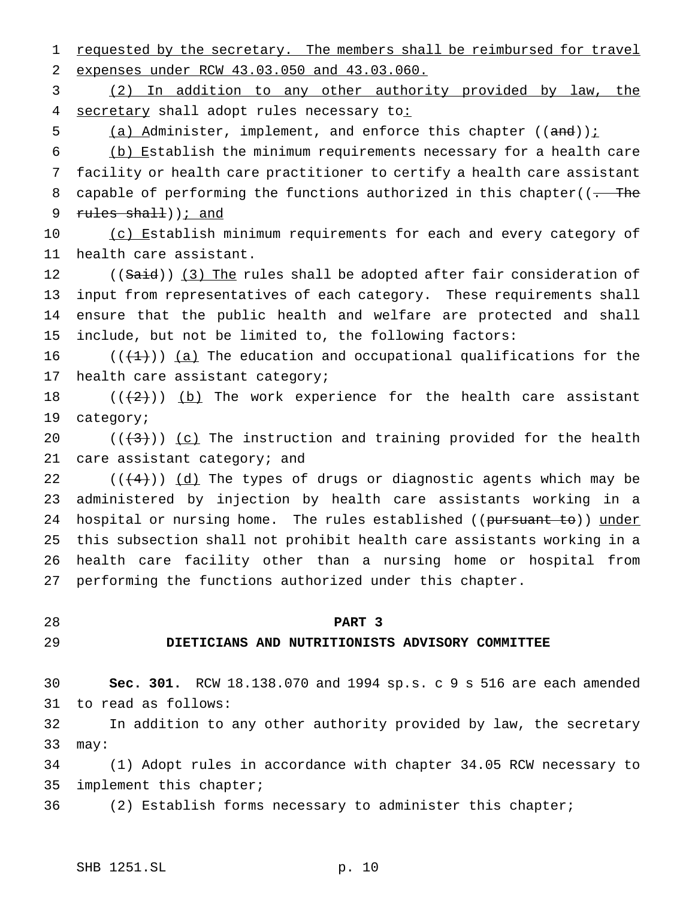requested by the secretary. The members shall be reimbursed for travel expenses under RCW 43.03.050 and 43.03.060.

(2) In addition to any other authority provided by law, the secretary shall adopt rules necessary to:

(a) Administer, implement, and enforce this chapter ((and));

(b) Establish the minimum requirements necessary for a health care facility or health care practitioner to certify a health care assistant capable of performing the functions authorized in this chapter((. The rules shall)); and

(c) Establish minimum requirements for each and every category of health care assistant.

((Said)) (3) The rules shall be adopted after fair consideration of input from representatives of each category. These requirements shall ensure that the public health and welfare are protected and shall include, but not be limited to, the following factors:

(((1))) (a) The education and occupational qualifications for the health care assistant category;

(((2))) (b) The work experience for the health care assistant category;

(((3))) (c) The instruction and training provided for the health care assistant category; and

(((4))) (d) The types of drugs or diagnostic agents which may be administered by injection by health care assistants working in a hospital or nursing home. The rules established ((pursuant to)) under this subsection shall not prohibit health care assistants working in a health care facility other than a nursing home or hospital from performing the functions authorized under this chapter.

## PART 3
## DIETICIANS AND NUTRITIONISTS ADVISORY COMMITTEE

**Sec. 301.** RCW 18.138.070 and 1994 sp.s. c 9 s 516 are each amended to read as follows:

In addition to any other authority provided by law, the secretary may:

(1) Adopt rules in accordance with chapter 34.05 RCW necessary to implement this chapter;

(2) Establish forms necessary to administer this chapter;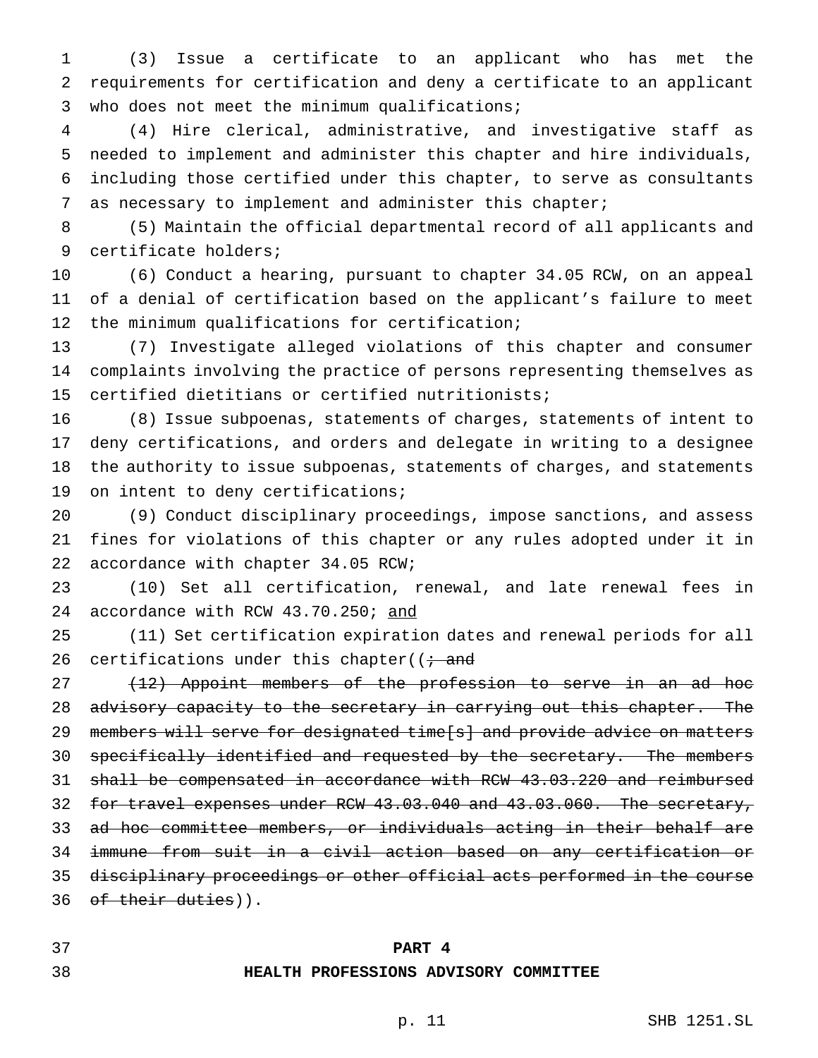(3) Issue a certificate to an applicant who has met the requirements for certification and deny a certificate to an applicant who does not meet the minimum qualifications;

(4) Hire clerical, administrative, and investigative staff as needed to implement and administer this chapter and hire individuals, including those certified under this chapter, to serve as consultants as necessary to implement and administer this chapter;

(5) Maintain the official departmental record of all applicants and certificate holders;

(6) Conduct a hearing, pursuant to chapter 34.05 RCW, on an appeal of a denial of certification based on the applicant's failure to meet the minimum qualifications for certification;

(7) Investigate alleged violations of this chapter and consumer complaints involving the practice of persons representing themselves as certified dietitians or certified nutritionists;

(8) Issue subpoenas, statements of charges, statements of intent to deny certifications, and orders and delegate in writing to a designee the authority to issue subpoenas, statements of charges, and statements on intent to deny certifications;

(9) Conduct disciplinary proceedings, impose sanctions, and assess fines for violations of this chapter or any rules adopted under it in accordance with chapter 34.05 RCW;

(10) Set all certification, renewal, and late renewal fees in accordance with RCW 43.70.250; <u>and</u>

(11) Set certification expiration dates and renewal periods for all certifications under this chapter((~~; and~~

~~(12) Appoint members of the profession to serve in an ad hoc advisory capacity to the secretary in carrying out this chapter. The members will serve for designated time[s] and provide advice on matters specifically identified and requested by the secretary. The members shall be compensated in accordance with RCW 43.03.220 and reimbursed for travel expenses under RCW 43.03.040 and 43.03.060. The secretary, ad hoc committee members, or individuals acting in their behalf are immune from suit in a civil action based on any certification or disciplinary proceedings or other official acts performed in the course of their duties~~)).

## PART 4

## HEALTH PROFESSIONS ADVISORY COMMITTEE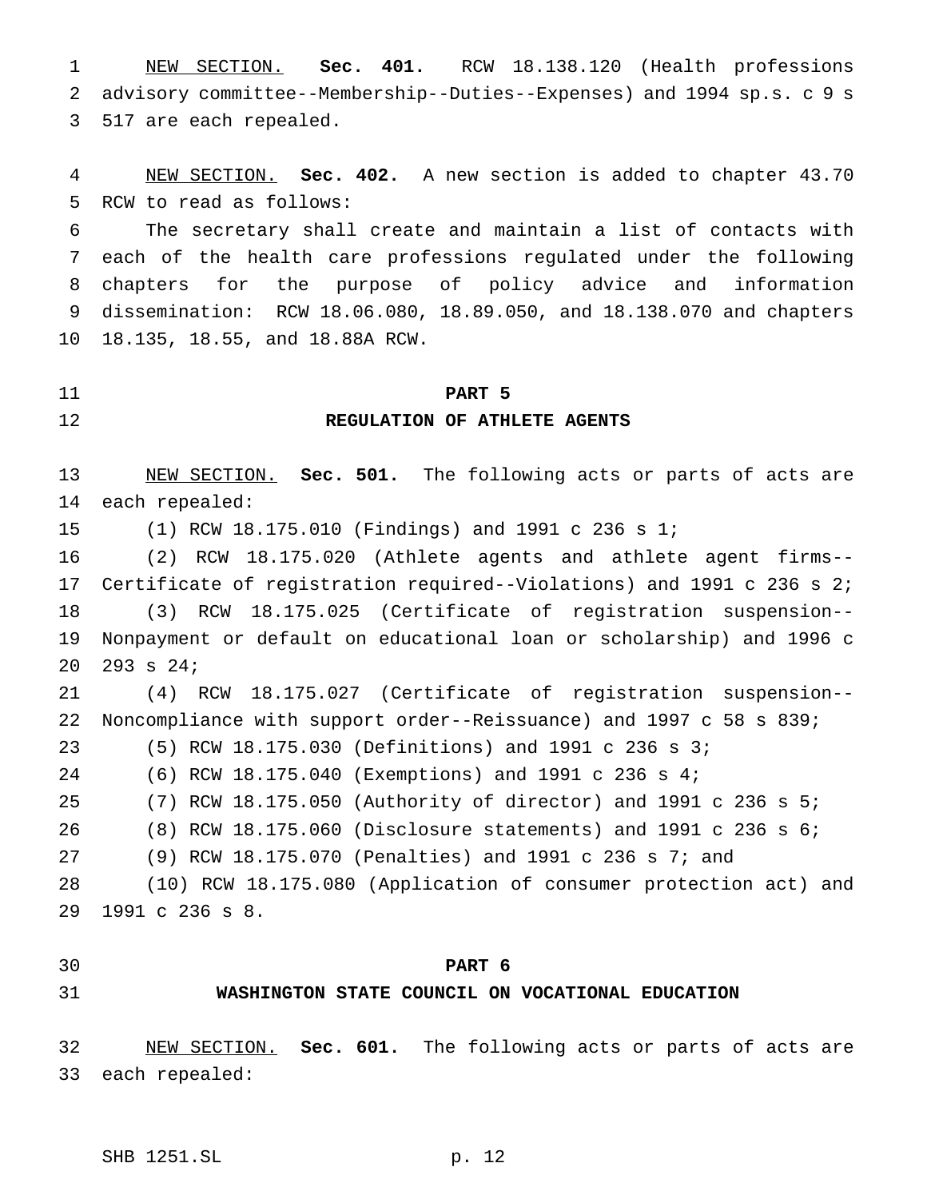NEW SECTION. **Sec. 401.** RCW 18.138.120 (Health professions advisory committee--Membership--Duties--Expenses) and 1994 sp.s. c 9 s 517 are each repealed.

NEW SECTION. **Sec. 402.** A new section is added to chapter 43.70 RCW to read as follows:

The secretary shall create and maintain a list of contacts with each of the health care professions regulated under the following chapters for the purpose of policy advice and information dissemination: RCW 18.06.080, 18.89.050, and 18.138.070 and chapters 18.135, 18.55, and 18.88A RCW.

## PART 5
## REGULATION OF ATHLETE AGENTS

NEW SECTION. **Sec. 501.** The following acts or parts of acts are each repealed:

(1) RCW 18.175.010 (Findings) and 1991 c 236 s 1;

(2) RCW 18.175.020 (Athlete agents and athlete agent firms--Certificate of registration required--Violations) and 1991 c 236 s 2;

(3) RCW 18.175.025 (Certificate of registration suspension--Nonpayment or default on educational loan or scholarship) and 1996 c 293 s 24;

(4) RCW 18.175.027 (Certificate of registration suspension--Noncompliance with support order--Reissuance) and 1997 c 58 s 839;

(5) RCW 18.175.030 (Definitions) and 1991 c 236 s 3;

(6) RCW 18.175.040 (Exemptions) and 1991 c 236 s 4;

(7) RCW 18.175.050 (Authority of director) and 1991 c 236 s 5;

(8) RCW 18.175.060 (Disclosure statements) and 1991 c 236 s 6;

(9) RCW 18.175.070 (Penalties) and 1991 c 236 s 7; and

(10) RCW 18.175.080 (Application of consumer protection act) and 1991 c 236 s 8.

## PART 6
## WASHINGTON STATE COUNCIL ON VOCATIONAL EDUCATION

NEW SECTION. **Sec. 601.** The following acts or parts of acts are each repealed: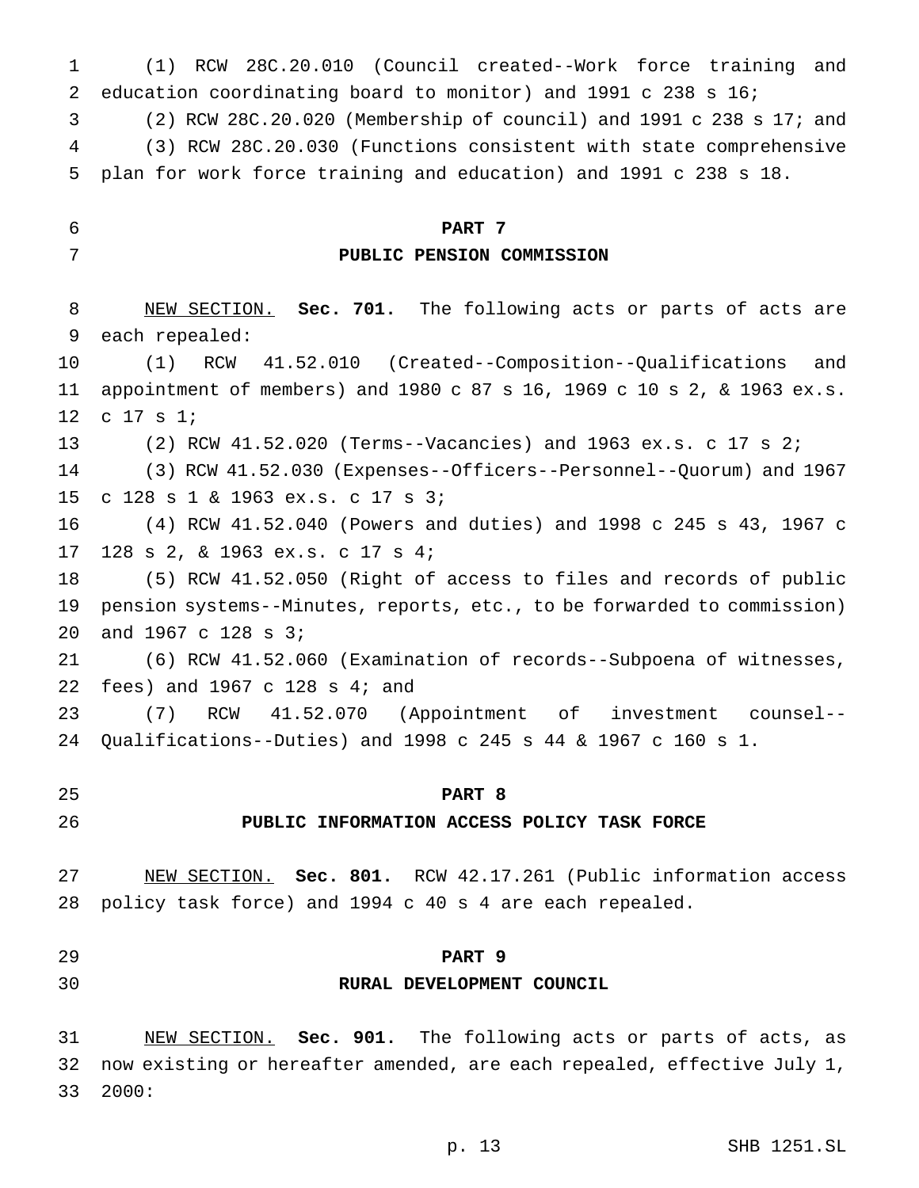(1) RCW 28C.20.010 (Council created--Work force training and education coordinating board to monitor) and 1991 c 238 s 16;

(2) RCW 28C.20.020 (Membership of council) and 1991 c 238 s 17; and

(3) RCW 28C.20.030 (Functions consistent with state comprehensive plan for work force training and education) and 1991 c 238 s 18.

## PART 7
## PUBLIC PENSION COMMISSION

NEW SECTION. **Sec. 701.** The following acts or parts of acts are each repealed:

(1) RCW 41.52.010 (Created--Composition--Qualifications and appointment of members) and 1980 c 87 s 16, 1969 c 10 s 2, & 1963 ex.s. c 17 s 1;

(2) RCW 41.52.020 (Terms--Vacancies) and 1963 ex.s. c 17 s 2;

(3) RCW 41.52.030 (Expenses--Officers--Personnel--Quorum) and 1967 c 128 s 1 & 1963 ex.s. c 17 s 3;

(4) RCW 41.52.040 (Powers and duties) and 1998 c 245 s 43, 1967 c 128 s 2, & 1963 ex.s. c 17 s 4;

(5) RCW 41.52.050 (Right of access to files and records of public pension systems--Minutes, reports, etc., to be forwarded to commission) and 1967 c 128 s 3;

(6) RCW 41.52.060 (Examination of records--Subpoena of witnesses, fees) and 1967 c 128 s 4; and

(7) RCW 41.52.070 (Appointment of investment counsel--Qualifications--Duties) and 1998 c 245 s 44 & 1967 c 160 s 1.

## PART 8
## PUBLIC INFORMATION ACCESS POLICY TASK FORCE

NEW SECTION. **Sec. 801.** RCW 42.17.261 (Public information access policy task force) and 1994 c 40 s 4 are each repealed.

## PART 9
## RURAL DEVELOPMENT COUNCIL

NEW SECTION. **Sec. 901.** The following acts or parts of acts, as now existing or hereafter amended, are each repealed, effective July 1, 2000: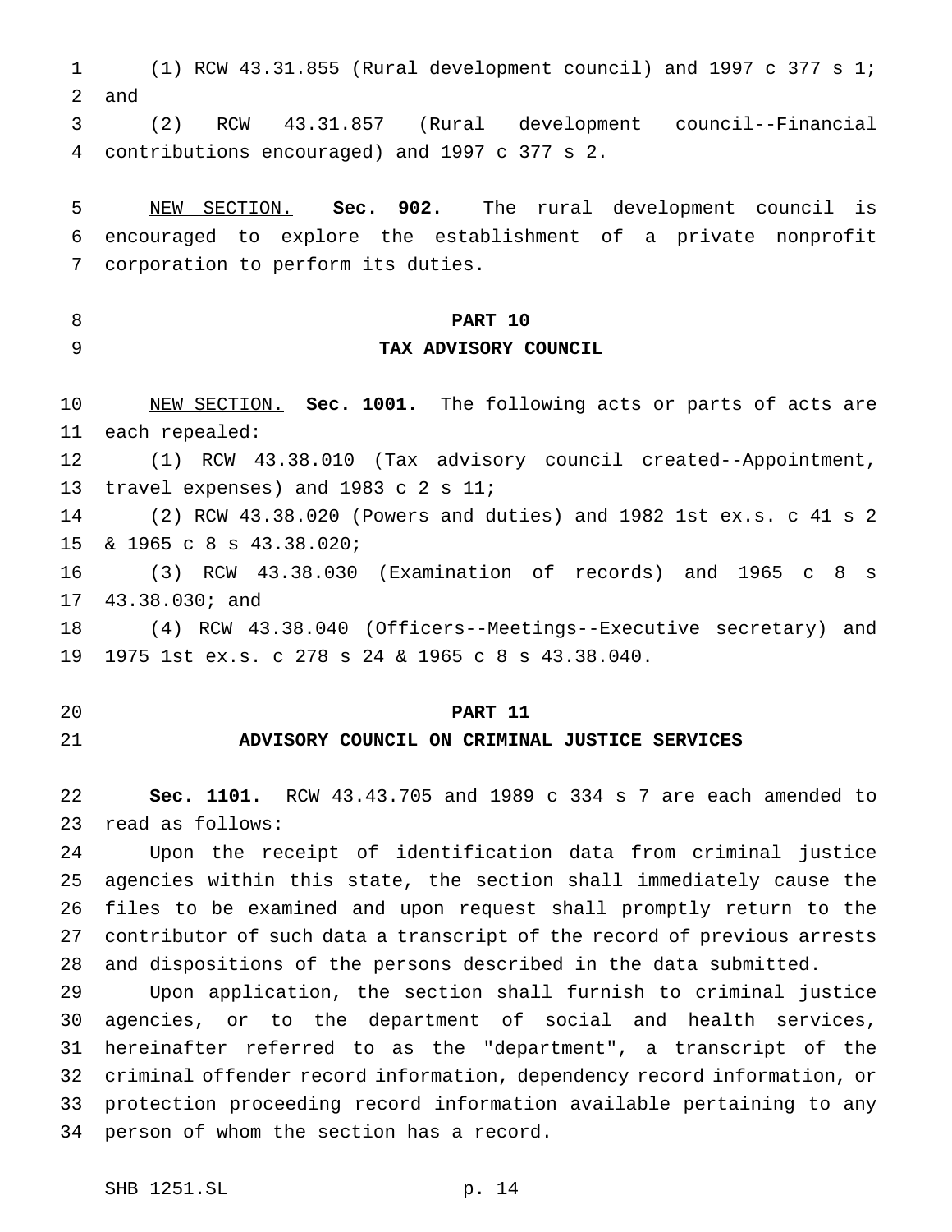(1) RCW 43.31.855 (Rural development council) and 1997 c 377 s 1; and

(2) RCW 43.31.857 (Rural development council--Financial contributions encouraged) and 1997 c 377 s 2.

NEW SECTION. **Sec. 902.** The rural development council is encouraged to explore the establishment of a private nonprofit corporation to perform its duties.

## PART 10
## TAX ADVISORY COUNCIL

NEW SECTION. **Sec. 1001.** The following acts or parts of acts are each repealed:

(1) RCW 43.38.010 (Tax advisory council created--Appointment, travel expenses) and 1983 c 2 s 11;

(2) RCW 43.38.020 (Powers and duties) and 1982 1st ex.s. c 41 s 2 & 1965 c 8 s 43.38.020;

(3) RCW 43.38.030 (Examination of records) and 1965 c 8 s 43.38.030; and

(4) RCW 43.38.040 (Officers--Meetings--Executive secretary) and 1975 1st ex.s. c 278 s 24 & 1965 c 8 s 43.38.040.

## PART 11
## ADVISORY COUNCIL ON CRIMINAL JUSTICE SERVICES

**Sec. 1101.** RCW 43.43.705 and 1989 c 334 s 7 are each amended to read as follows:

Upon the receipt of identification data from criminal justice agencies within this state, the section shall immediately cause the files to be examined and upon request shall promptly return to the contributor of such data a transcript of the record of previous arrests and dispositions of the persons described in the data submitted.

Upon application, the section shall furnish to criminal justice agencies, or to the department of social and health services, hereinafter referred to as the "department", a transcript of the criminal offender record information, dependency record information, or protection proceeding record information available pertaining to any person of whom the section has a record.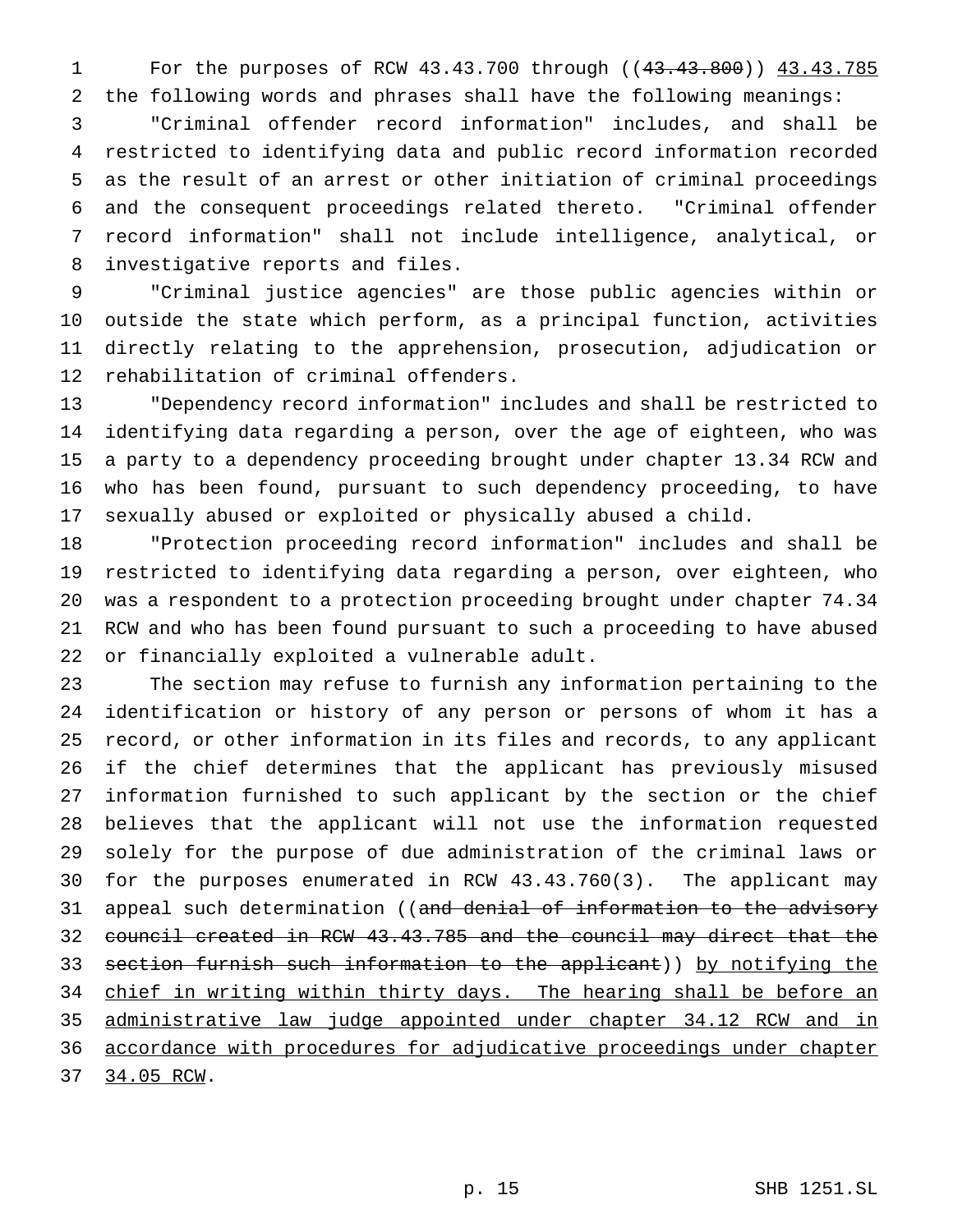For the purposes of RCW 43.43.700 through ((~~43.43.800~~)) <u>43.43.785</u> the following words and phrases shall have the following meanings:

"Criminal offender record information" includes, and shall be restricted to identifying data and public record information recorded as the result of an arrest or other initiation of criminal proceedings and the consequent proceedings related thereto. "Criminal offender record information" shall not include intelligence, analytical, or investigative reports and files.

"Criminal justice agencies" are those public agencies within or outside the state which perform, as a principal function, activities directly relating to the apprehension, prosecution, adjudication or rehabilitation of criminal offenders.

"Dependency record information" includes and shall be restricted to identifying data regarding a person, over the age of eighteen, who was a party to a dependency proceeding brought under chapter 13.34 RCW and who has been found, pursuant to such dependency proceeding, to have sexually abused or exploited or physically abused a child.

"Protection proceeding record information" includes and shall be restricted to identifying data regarding a person, over eighteen, who was a respondent to a protection proceeding brought under chapter 74.34 RCW and who has been found pursuant to such a proceeding to have abused or financially exploited a vulnerable adult.

The section may refuse to furnish any information pertaining to the identification or history of any person or persons of whom it has a record, or other information in its files and records, to any applicant if the chief determines that the applicant has previously misused information furnished to such applicant by the section or the chief believes that the applicant will not use the information requested solely for the purpose of due administration of the criminal laws or for the purposes enumerated in RCW 43.43.760(3). The applicant may appeal such determination ((~~and denial of information to the advisory council created in RCW 43.43.785 and the council may direct that the section furnish such information to the applicant~~)) <u>by notifying the chief in writing within thirty days. The hearing shall be before an administrative law judge appointed under chapter 34.12 RCW and in accordance with procedures for adjudicative proceedings under chapter 34.05 RCW</u>.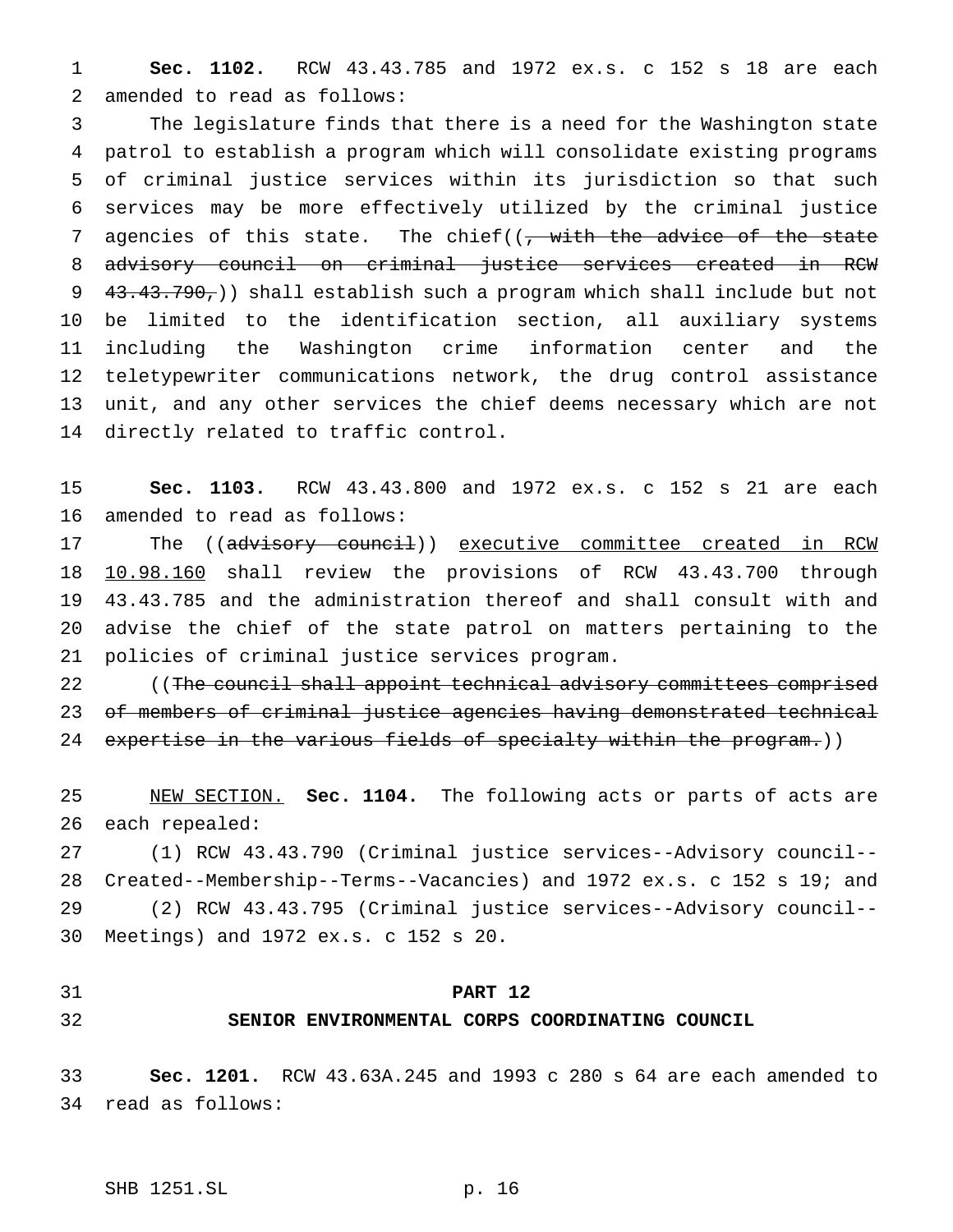**Sec. 1102.** RCW 43.43.785 and 1972 ex.s. c 152 s 18 are each amended to read as follows:

The legislature finds that there is a need for the Washington state patrol to establish a program which will consolidate existing programs of criminal justice services within its jurisdiction so that such services may be more effectively utilized by the criminal justice agencies of this state. The chief((~~, with the advice of the state advisory council on criminal justice services created in RCW 43.43.790,~~)) shall establish such a program which shall include but not be limited to the identification section, all auxiliary systems including the Washington crime information center and the teletypewriter communications network, the drug control assistance unit, and any other services the chief deems necessary which are not directly related to traffic control.

**Sec. 1103.** RCW 43.43.800 and 1972 ex.s. c 152 s 21 are each amended to read as follows:

The ((~~advisory council~~)) <u>executive committee created in RCW 10.98.160</u> shall review the provisions of RCW 43.43.700 through 43.43.785 and the administration thereof and shall consult with and advise the chief of the state patrol on matters pertaining to the policies of criminal justice services program.

((~~The council shall appoint technical advisory committees comprised of members of criminal justice agencies having demonstrated technical expertise in the various fields of specialty within the program.~~))

<u>NEW SECTION.</u> **Sec. 1104.** The following acts or parts of acts are each repealed:

(1) RCW 43.43.790 (Criminal justice services--Advisory council--Created--Membership--Terms--Vacancies) and 1972 ex.s. c 152 s 19; and

(2) RCW 43.43.795 (Criminal justice services--Advisory council--Meetings) and 1972 ex.s. c 152 s 20.

## PART 12
## SENIOR ENVIRONMENTAL CORPS COORDINATING COUNCIL

**Sec. 1201.** RCW 43.63A.245 and 1993 c 280 s 64 are each amended to read as follows: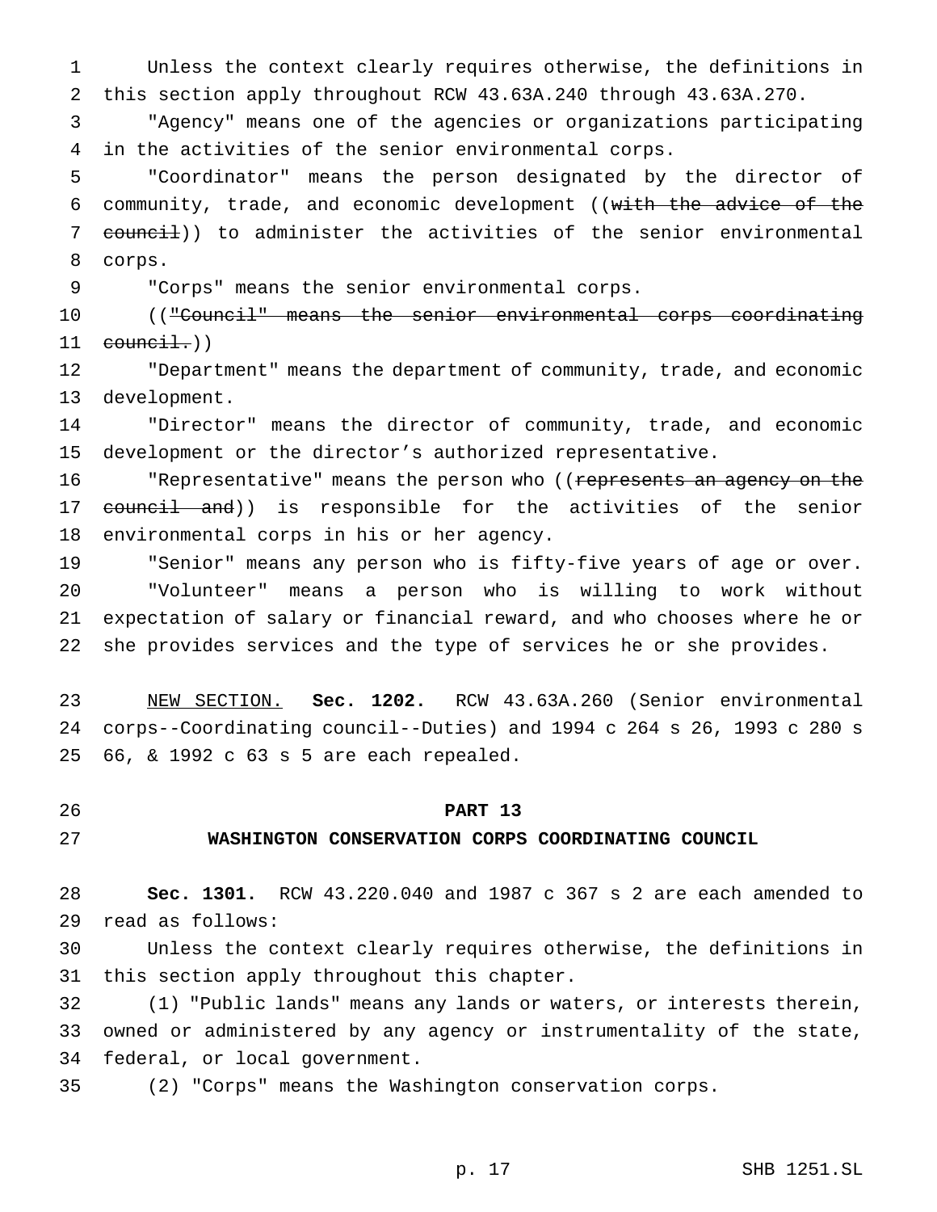Unless the context clearly requires otherwise, the definitions in this section apply throughout RCW 43.63A.240 through 43.63A.270.

"Agency" means one of the agencies or organizations participating in the activities of the senior environmental corps.

"Coordinator" means the person designated by the director of community, trade, and economic development ((~~with the advice of the council~~)) to administer the activities of the senior environmental corps.

"Corps" means the senior environmental corps.

((~~"Council" means the senior environmental corps coordinating council.~~))

"Department" means the department of community, trade, and economic development.

"Director" means the director of community, trade, and economic development or the director's authorized representative.

"Representative" means the person who ((~~represents an agency on the council and~~)) is responsible for the activities of the senior environmental corps in his or her agency.

"Senior" means any person who is fifty-five years of age or over.

"Volunteer" means a person who is willing to work without expectation of salary or financial reward, and who chooses where he or she provides services and the type of services he or she provides.

NEW SECTION. **Sec. 1202.** RCW 43.63A.260 (Senior environmental corps--Coordinating council--Duties) and 1994 c 264 s 26, 1993 c 280 s 66, & 1992 c 63 s 5 are each repealed.

**PART 13**
**WASHINGTON CONSERVATION CORPS COORDINATING COUNCIL**

**Sec. 1301.** RCW 43.220.040 and 1987 c 367 s 2 are each amended to read as follows:

Unless the context clearly requires otherwise, the definitions in this section apply throughout this chapter.

(1) "Public lands" means any lands or waters, or interests therein, owned or administered by any agency or instrumentality of the state, federal, or local government.

(2) "Corps" means the Washington conservation corps.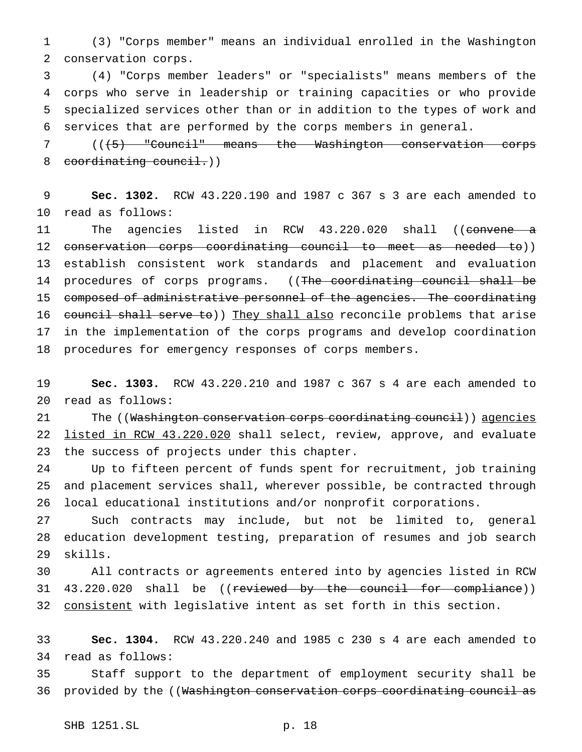(3) "Corps member" means an individual enrolled in the Washington conservation corps.

(4) "Corps member leaders" or "specialists" means members of the corps who serve in leadership or training capacities or who provide specialized services other than or in addition to the types of work and services that are performed by the corps members in general.

((~~(5) "Council" means the Washington conservation corps coordinating council.~~))

**Sec. 1302.** RCW 43.220.190 and 1987 c 367 s 3 are each amended to read as follows:

The agencies listed in RCW 43.220.020 shall ((~~convene a conservation corps coordinating council to meet as needed to~~)) establish consistent work standards and placement and evaluation procedures of corps programs. ((~~The coordinating council shall be composed of administrative personnel of the agencies. The coordinating council shall serve to~~)) <u>They shall also</u> reconcile problems that arise in the implementation of the corps programs and develop coordination procedures for emergency responses of corps members.

**Sec. 1303.** RCW 43.220.210 and 1987 c 367 s 4 are each amended to read as follows:

The ((~~Washington conservation corps coordinating council~~)) <u>agencies listed in RCW 43.220.020</u> shall select, review, approve, and evaluate the success of projects under this chapter.

Up to fifteen percent of funds spent for recruitment, job training and placement services shall, wherever possible, be contracted through local educational institutions and/or nonprofit corporations.

Such contracts may include, but not be limited to, general education development testing, preparation of resumes and job search skills.

All contracts or agreements entered into by agencies listed in RCW 43.220.020 shall be ((~~reviewed by the council for compliance~~)) <u>consistent</u> with legislative intent as set forth in this section.

**Sec. 1304.** RCW 43.220.240 and 1985 c 230 s 4 are each amended to read as follows:

Staff support to the department of employment security shall be provided by the ((~~Washington conservation corps coordinating council as~~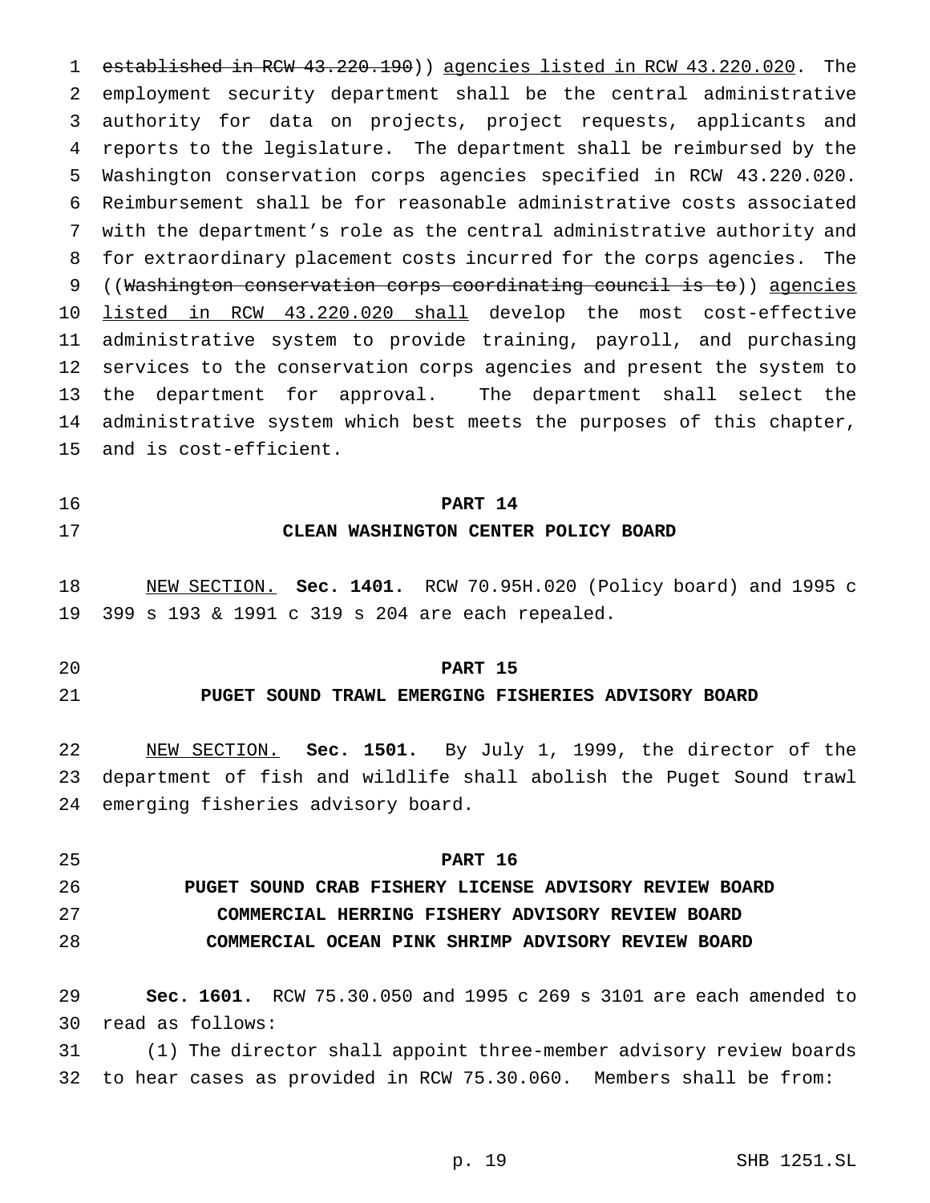~~established in RCW 43.220.190~~)) agencies listed in RCW 43.220.020. The employment security department shall be the central administrative authority for data on projects, project requests, applicants and reports to the legislature. The department shall be reimbursed by the Washington conservation corps agencies specified in RCW 43.220.020. Reimbursement shall be for reasonable administrative costs associated with the department's role as the central administrative authority and for extraordinary placement costs incurred for the corps agencies. The ((~~Washington conservation corps coordinating council is to~~)) agencies listed in RCW 43.220.020 shall develop the most cost-effective administrative system to provide training, payroll, and purchasing services to the conservation corps agencies and present the system to the department for approval. The department shall select the administrative system which best meets the purposes of this chapter, and is cost-efficient.

**PART 14**

**CLEAN WASHINGTON CENTER POLICY BOARD**

NEW SECTION. **Sec. 1401.** RCW 70.95H.020 (Policy board) and 1995 c 399 s 193 & 1991 c 319 s 204 are each repealed.

**PART 15**

**PUGET SOUND TRAWL EMERGING FISHERIES ADVISORY BOARD**

NEW SECTION. **Sec. 1501.** By July 1, 1999, the director of the department of fish and wildlife shall abolish the Puget Sound trawl emerging fisheries advisory board.

**PART 16**

**PUGET SOUND CRAB FISHERY LICENSE ADVISORY REVIEW BOARD**

**COMMERCIAL HERRING FISHERY ADVISORY REVIEW BOARD**

**COMMERCIAL OCEAN PINK SHRIMP ADVISORY REVIEW BOARD**

**Sec. 1601.** RCW 75.30.050 and 1995 c 269 s 3101 are each amended to read as follows:

(1) The director shall appoint three-member advisory review boards to hear cases as provided in RCW 75.30.060. Members shall be from: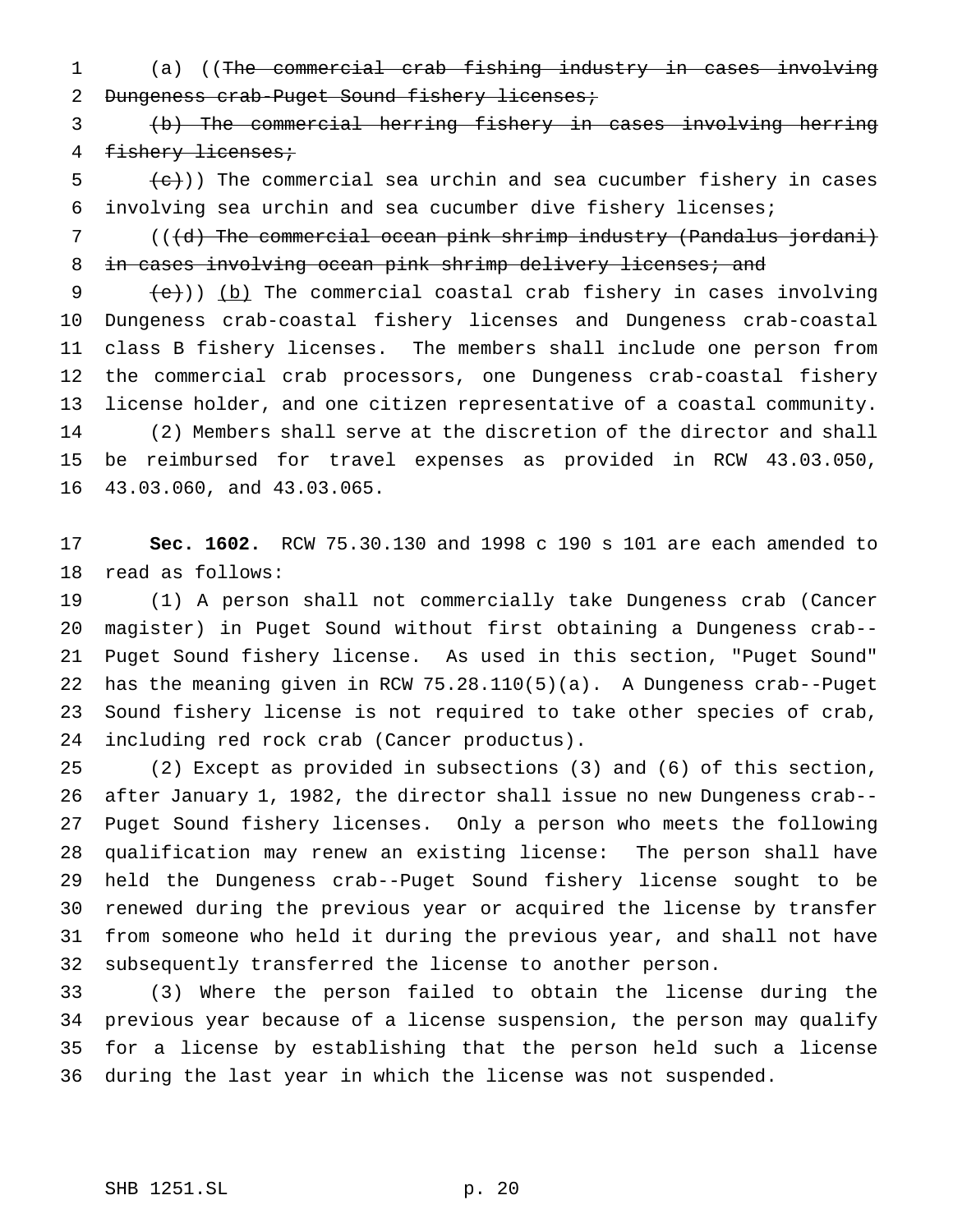(a) ((~~The commercial crab fishing industry in cases involving Dungeness crab-Puget Sound fishery licenses;~~

~~(b) The commercial herring fishery in cases involving herring fishery licenses;~~

~~(c)~~)) The commercial sea urchin and sea cucumber fishery in cases involving sea urchin and sea cucumber dive fishery licenses;

((~~(d) The commercial ocean pink shrimp industry (Pandalus jordani) in cases involving ocean pink shrimp delivery licenses; and~~

~~(e)~~)) (b) The commercial coastal crab fishery in cases involving Dungeness crab-coastal fishery licenses and Dungeness crab-coastal class B fishery licenses. The members shall include one person from the commercial crab processors, one Dungeness crab-coastal fishery license holder, and one citizen representative of a coastal community.

(2) Members shall serve at the discretion of the director and shall be reimbursed for travel expenses as provided in RCW 43.03.050, 43.03.060, and 43.03.065.

**Sec. 1602.** RCW 75.30.130 and 1998 c 190 s 101 are each amended to read as follows:

(1) A person shall not commercially take Dungeness crab (Cancer magister) in Puget Sound without first obtaining a Dungeness crab--Puget Sound fishery license. As used in this section, "Puget Sound" has the meaning given in RCW 75.28.110(5)(a). A Dungeness crab--Puget Sound fishery license is not required to take other species of crab, including red rock crab (Cancer productus).

(2) Except as provided in subsections (3) and (6) of this section, after January 1, 1982, the director shall issue no new Dungeness crab--Puget Sound fishery licenses. Only a person who meets the following qualification may renew an existing license: The person shall have held the Dungeness crab--Puget Sound fishery license sought to be renewed during the previous year or acquired the license by transfer from someone who held it during the previous year, and shall not have subsequently transferred the license to another person.

(3) Where the person failed to obtain the license during the previous year because of a license suspension, the person may qualify for a license by establishing that the person held such a license during the last year in which the license was not suspended.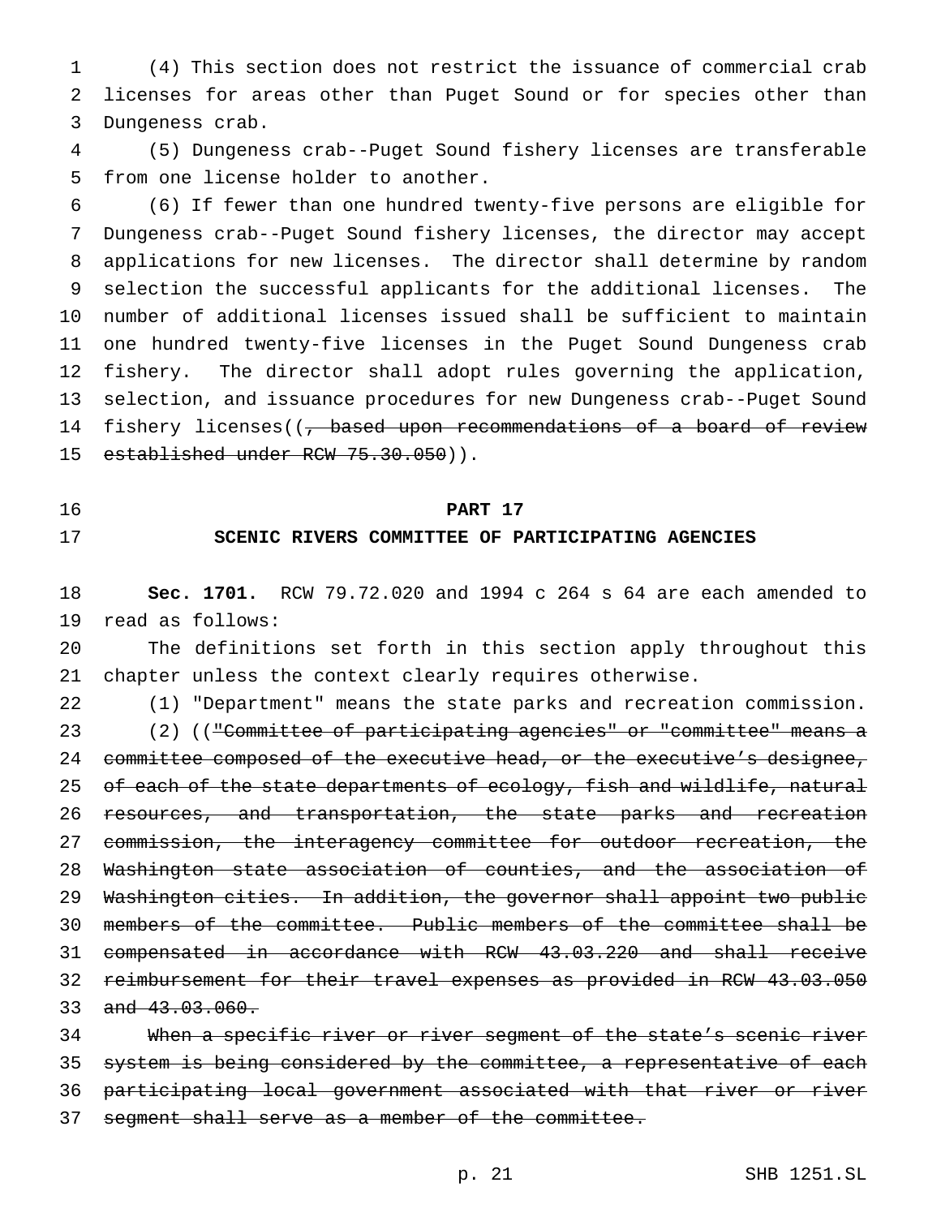(4) This section does not restrict the issuance of commercial crab licenses for areas other than Puget Sound or for species other than Dungeness crab.

(5) Dungeness crab--Puget Sound fishery licenses are transferable from one license holder to another.

(6) If fewer than one hundred twenty-five persons are eligible for Dungeness crab--Puget Sound fishery licenses, the director may accept applications for new licenses. The director shall determine by random selection the successful applicants for the additional licenses. The number of additional licenses issued shall be sufficient to maintain one hundred twenty-five licenses in the Puget Sound Dungeness crab fishery. The director shall adopt rules governing the application, selection, and issuance procedures for new Dungeness crab--Puget Sound fishery licenses((~~, based upon recommendations of a board of review established under RCW 75.30.050~~)).

## PART 17
## SCENIC RIVERS COMMITTEE OF PARTICIPATING AGENCIES

**Sec. 1701.** RCW 79.72.020 and 1994 c 264 s 64 are each amended to read as follows:

The definitions set forth in this section apply throughout this chapter unless the context clearly requires otherwise.

(1) "Department" means the state parks and recreation commission.

(2) ((~~"Committee of participating agencies" or "committee" means a committee composed of the executive head, or the executive's designee, of each of the state departments of ecology, fish and wildlife, natural resources, and transportation, the state parks and recreation commission, the interagency committee for outdoor recreation, the Washington state association of counties, and the association of Washington cities. In addition, the governor shall appoint two public members of the committee. Public members of the committee shall be compensated in accordance with RCW 43.03.220 and shall receive reimbursement for their travel expenses as provided in RCW 43.03.050 and 43.03.060.~~

~~When a specific river or river segment of the state's scenic river system is being considered by the committee, a representative of each participating local government associated with that river or river segment shall serve as a member of the committee.~~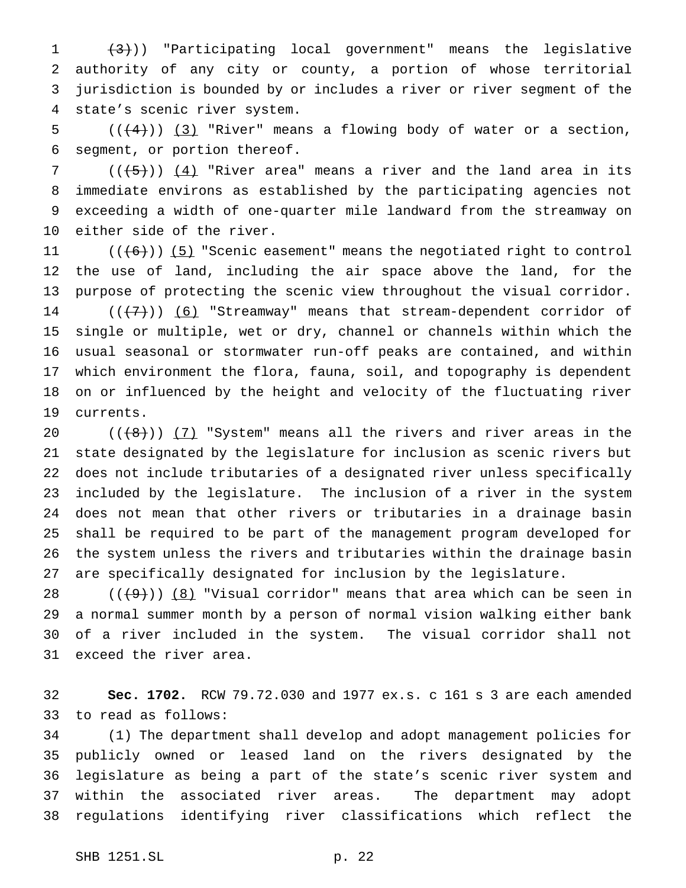((~~(3)~~)) "Participating local government" means the legislative authority of any city or county, a portion of whose territorial jurisdiction is bounded by or includes a river or river segment of the state's scenic river system.

((~~(4)~~)) <u>(3)</u> "River" means a flowing body of water or a section, segment, or portion thereof.

((~~(5)~~)) <u>(4)</u> "River area" means a river and the land area in its immediate environs as established by the participating agencies not exceeding a width of one-quarter mile landward from the streamway on either side of the river.

((~~(6)~~)) <u>(5)</u> "Scenic easement" means the negotiated right to control the use of land, including the air space above the land, for the purpose of protecting the scenic view throughout the visual corridor.

((~~(7)~~)) <u>(6)</u> "Streamway" means that stream-dependent corridor of single or multiple, wet or dry, channel or channels within which the usual seasonal or stormwater run-off peaks are contained, and within which environment the flora, fauna, soil, and topography is dependent on or influenced by the height and velocity of the fluctuating river currents.

((~~(8)~~)) <u>(7)</u> "System" means all the rivers and river areas in the state designated by the legislature for inclusion as scenic rivers but does not include tributaries of a designated river unless specifically included by the legislature. The inclusion of a river in the system does not mean that other rivers or tributaries in a drainage basin shall be required to be part of the management program developed for the system unless the rivers and tributaries within the drainage basin are specifically designated for inclusion by the legislature.

((~~(9)~~)) <u>(8)</u> "Visual corridor" means that area which can be seen in a normal summer month by a person of normal vision walking either bank of a river included in the system. The visual corridor shall not exceed the river area.

**Sec. 1702.** RCW 79.72.030 and 1977 ex.s. c 161 s 3 are each amended to read as follows:

(1) The department shall develop and adopt management policies for publicly owned or leased land on the rivers designated by the legislature as being a part of the state's scenic river system and within the associated river areas. The department may adopt regulations identifying river classifications which reflect the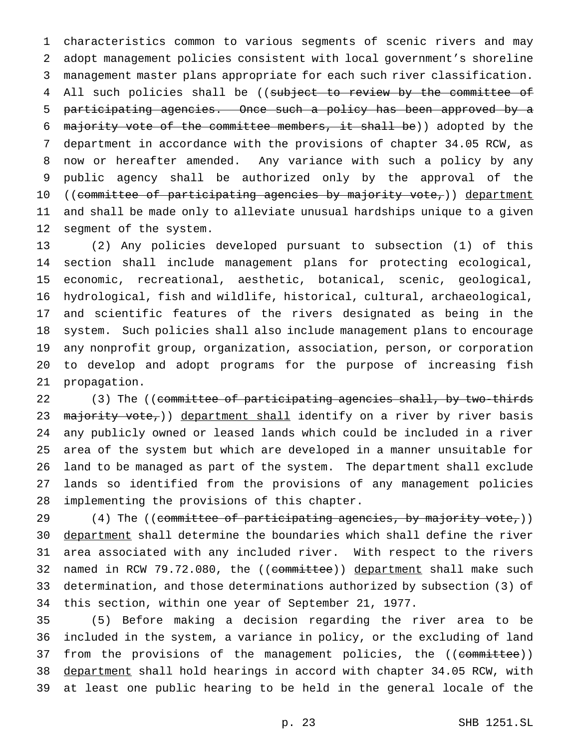characteristics common to various segments of scenic rivers and may adopt management policies consistent with local government's shoreline management master plans appropriate for each such river classification. All such policies shall be ((~~subject to review by the committee of participating agencies. Once such a policy has been approved by a majority vote of the committee members, it shall be~~)) adopted by the department in accordance with the provisions of chapter 34.05 RCW, as now or hereafter amended. Any variance with such a policy by any public agency shall be authorized only by the approval of the ((~~committee of participating agencies by majority vote,~~)) <u>department</u> and shall be made only to alleviate unusual hardships unique to a given segment of the system.

(2) Any policies developed pursuant to subsection (1) of this section shall include management plans for protecting ecological, economic, recreational, aesthetic, botanical, scenic, geological, hydrological, fish and wildlife, historical, cultural, archaeological, and scientific features of the rivers designated as being in the system. Such policies shall also include management plans to encourage any nonprofit group, organization, association, person, or corporation to develop and adopt programs for the purpose of increasing fish propagation.

(3) The ((~~committee of participating agencies shall, by two-thirds majority vote,~~)) <u>department shall</u> identify on a river by river basis any publicly owned or leased lands which could be included in a river area of the system but which are developed in a manner unsuitable for land to be managed as part of the system. The department shall exclude lands so identified from the provisions of any management policies implementing the provisions of this chapter.

(4) The ((~~committee of participating agencies, by majority vote,~~)) <u>department</u> shall determine the boundaries which shall define the river area associated with any included river. With respect to the rivers named in RCW 79.72.080, the ((~~committee~~)) <u>department</u> shall make such determination, and those determinations authorized by subsection (3) of this section, within one year of September 21, 1977.

(5) Before making a decision regarding the river area to be included in the system, a variance in policy, or the excluding of land from the provisions of the management policies, the ((~~committee~~)) <u>department</u> shall hold hearings in accord with chapter 34.05 RCW, with at least one public hearing to be held in the general locale of the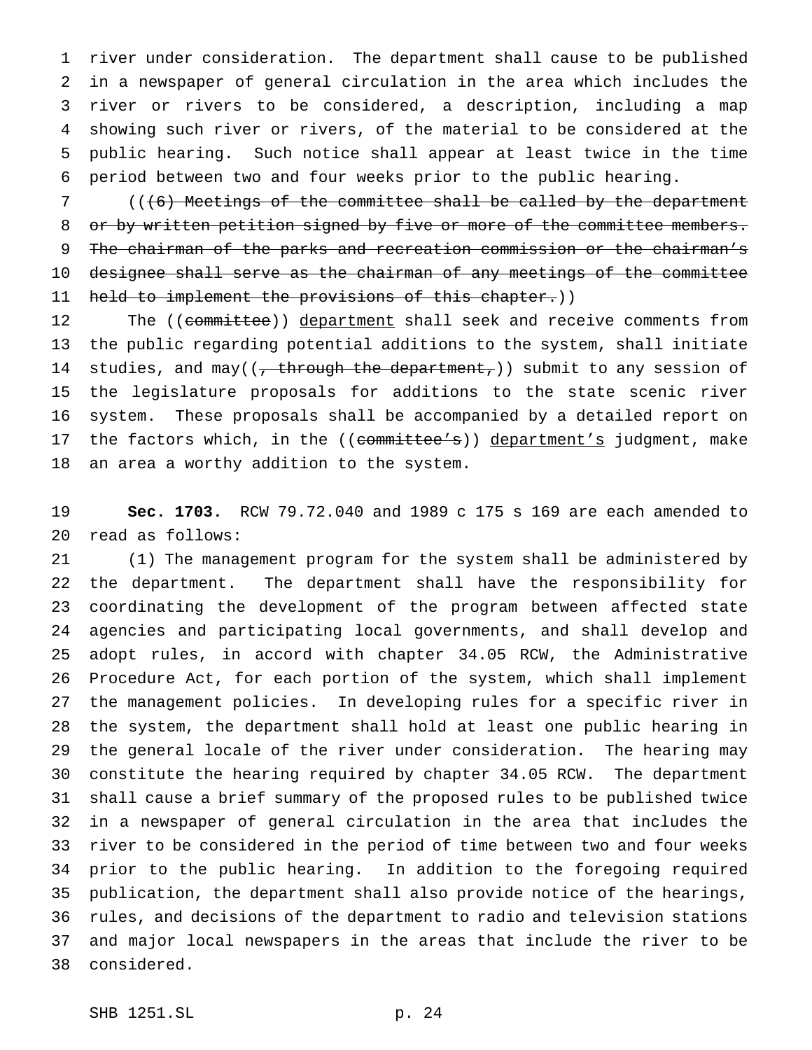river under consideration. The department shall cause to be published in a newspaper of general circulation in the area which includes the river or rivers to be considered, a description, including a map showing such river or rivers, of the material to be considered at the public hearing. Such notice shall appear at least twice in the time period between two and four weeks prior to the public hearing.

((~~(6) Meetings of the committee shall be called by the department or by written petition signed by five or more of the committee members. The chairman of the parks and recreation commission or the chairman's designee shall serve as the chairman of any meetings of the committee held to implement the provisions of this chapter.~~))

The ((~~committee~~)) department shall seek and receive comments from the public regarding potential additions to the system, shall initiate studies, and may((~~, through the department,~~)) submit to any session of the legislature proposals for additions to the state scenic river system. These proposals shall be accompanied by a detailed report on the factors which, in the ((~~committee's~~)) department's judgment, make an area a worthy addition to the system.

**Sec. 1703.** RCW 79.72.040 and 1989 c 175 s 169 are each amended to read as follows:

(1) The management program for the system shall be administered by the department. The department shall have the responsibility for coordinating the development of the program between affected state agencies and participating local governments, and shall develop and adopt rules, in accord with chapter 34.05 RCW, the Administrative Procedure Act, for each portion of the system, which shall implement the management policies. In developing rules for a specific river in the system, the department shall hold at least one public hearing in the general locale of the river under consideration. The hearing may constitute the hearing required by chapter 34.05 RCW. The department shall cause a brief summary of the proposed rules to be published twice in a newspaper of general circulation in the area that includes the river to be considered in the period of time between two and four weeks prior to the public hearing. In addition to the foregoing required publication, the department shall also provide notice of the hearings, rules, and decisions of the department to radio and television stations and major local newspapers in the areas that include the river to be considered.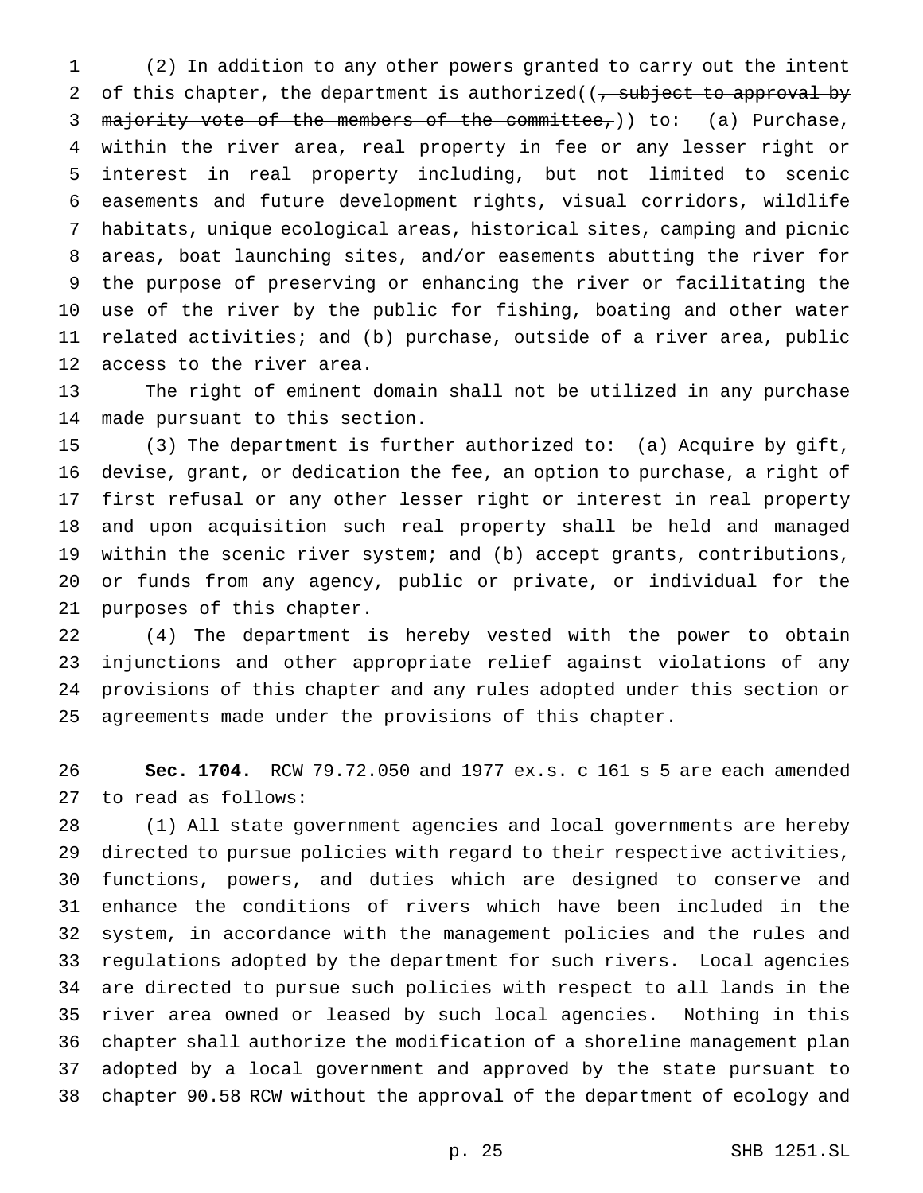(2) In addition to any other powers granted to carry out the intent of this chapter, the department is authorized((~~, subject to approval by majority vote of the members of the committee,~~)) to: (a) Purchase, within the river area, real property in fee or any lesser right or interest in real property including, but not limited to scenic easements and future development rights, visual corridors, wildlife habitats, unique ecological areas, historical sites, camping and picnic areas, boat launching sites, and/or easements abutting the river for the purpose of preserving or enhancing the river or facilitating the use of the river by the public for fishing, boating and other water related activities; and (b) purchase, outside of a river area, public access to the river area.

The right of eminent domain shall not be utilized in any purchase made pursuant to this section.

(3) The department is further authorized to: (a) Acquire by gift, devise, grant, or dedication the fee, an option to purchase, a right of first refusal or any other lesser right or interest in real property and upon acquisition such real property shall be held and managed within the scenic river system; and (b) accept grants, contributions, or funds from any agency, public or private, or individual for the purposes of this chapter.

(4) The department is hereby vested with the power to obtain injunctions and other appropriate relief against violations of any provisions of this chapter and any rules adopted under this section or agreements made under the provisions of this chapter.

**Sec. 1704.** RCW 79.72.050 and 1977 ex.s. c 161 s 5 are each amended to read as follows:

(1) All state government agencies and local governments are hereby directed to pursue policies with regard to their respective activities, functions, powers, and duties which are designed to conserve and enhance the conditions of rivers which have been included in the system, in accordance with the management policies and the rules and regulations adopted by the department for such rivers. Local agencies are directed to pursue such policies with respect to all lands in the river area owned or leased by such local agencies. Nothing in this chapter shall authorize the modification of a shoreline management plan adopted by a local government and approved by the state pursuant to chapter 90.58 RCW without the approval of the department of ecology and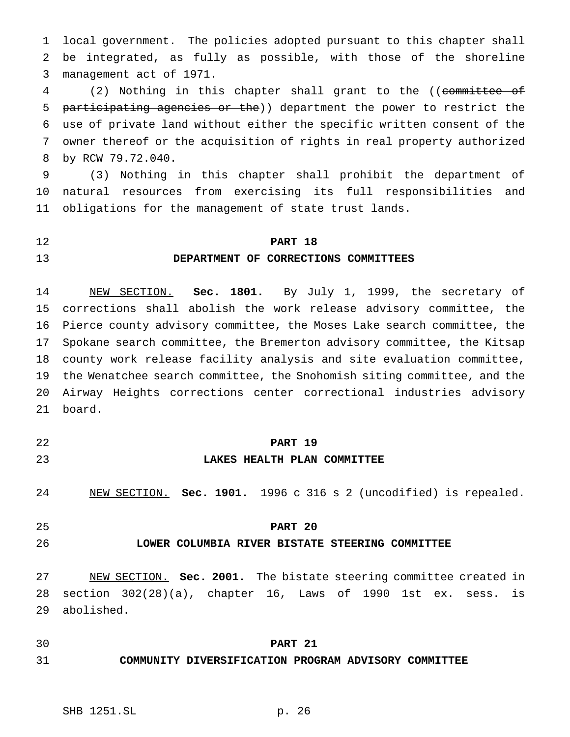local government. The policies adopted pursuant to this chapter shall be integrated, as fully as possible, with those of the shoreline management act of 1971.

(2) Nothing in this chapter shall grant to the ((~~committee of participating agencies or the~~)) department the power to restrict the use of private land without either the specific written consent of the owner thereof or the acquisition of rights in real property authorized by RCW 79.72.040.

(3) Nothing in this chapter shall prohibit the department of natural resources from exercising its full responsibilities and obligations for the management of state trust lands.

## PART 18
## DEPARTMENT OF CORRECTIONS COMMITTEES

NEW SECTION. **Sec. 1801.** By July 1, 1999, the secretary of corrections shall abolish the work release advisory committee, the Pierce county advisory committee, the Moses Lake search committee, the Spokane search committee, the Bremerton advisory committee, the Kitsap county work release facility analysis and site evaluation committee, the Wenatchee search committee, the Snohomish siting committee, and the Airway Heights corrections center correctional industries advisory board.

## PART 19
## LAKES HEALTH PLAN COMMITTEE

NEW SECTION. **Sec. 1901.** 1996 c 316 s 2 (uncodified) is repealed.

## PART 20
## LOWER COLUMBIA RIVER BISTATE STEERING COMMITTEE

NEW SECTION. **Sec. 2001.** The bistate steering committee created in section 302(28)(a), chapter 16, Laws of 1990 1st ex. sess. is abolished.

## PART 21
## COMMUNITY DIVERSIFICATION PROGRAM ADVISORY COMMITTEE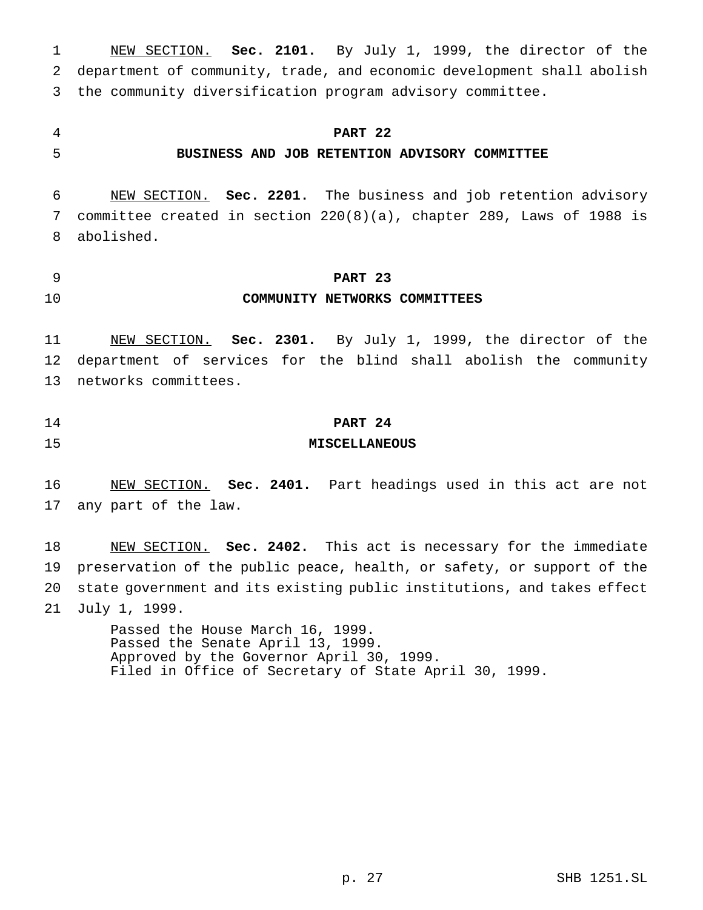NEW SECTION. **Sec. 2101.** By July 1, 1999, the director of the department of community, trade, and economic development shall abolish the community diversification program advisory committee.

## PART 22
## BUSINESS AND JOB RETENTION ADVISORY COMMITTEE

NEW SECTION. **Sec. 2201.** The business and job retention advisory committee created in section 220(8)(a), chapter 289, Laws of 1988 is abolished.

## PART 23
## COMMUNITY NETWORKS COMMITTEES

NEW SECTION. **Sec. 2301.** By July 1, 1999, the director of the department of services for the blind shall abolish the community networks committees.

## PART 24
## MISCELLANEOUS

NEW SECTION. **Sec. 2401.** Part headings used in this act are not any part of the law.

NEW SECTION. **Sec. 2402.** This act is necessary for the immediate preservation of the public peace, health, or safety, or support of the state government and its existing public institutions, and takes effect July 1, 1999.

Passed the House March 16, 1999.
Passed the Senate April 13, 1999.
Approved by the Governor April 30, 1999.
Filed in Office of Secretary of State April 30, 1999.